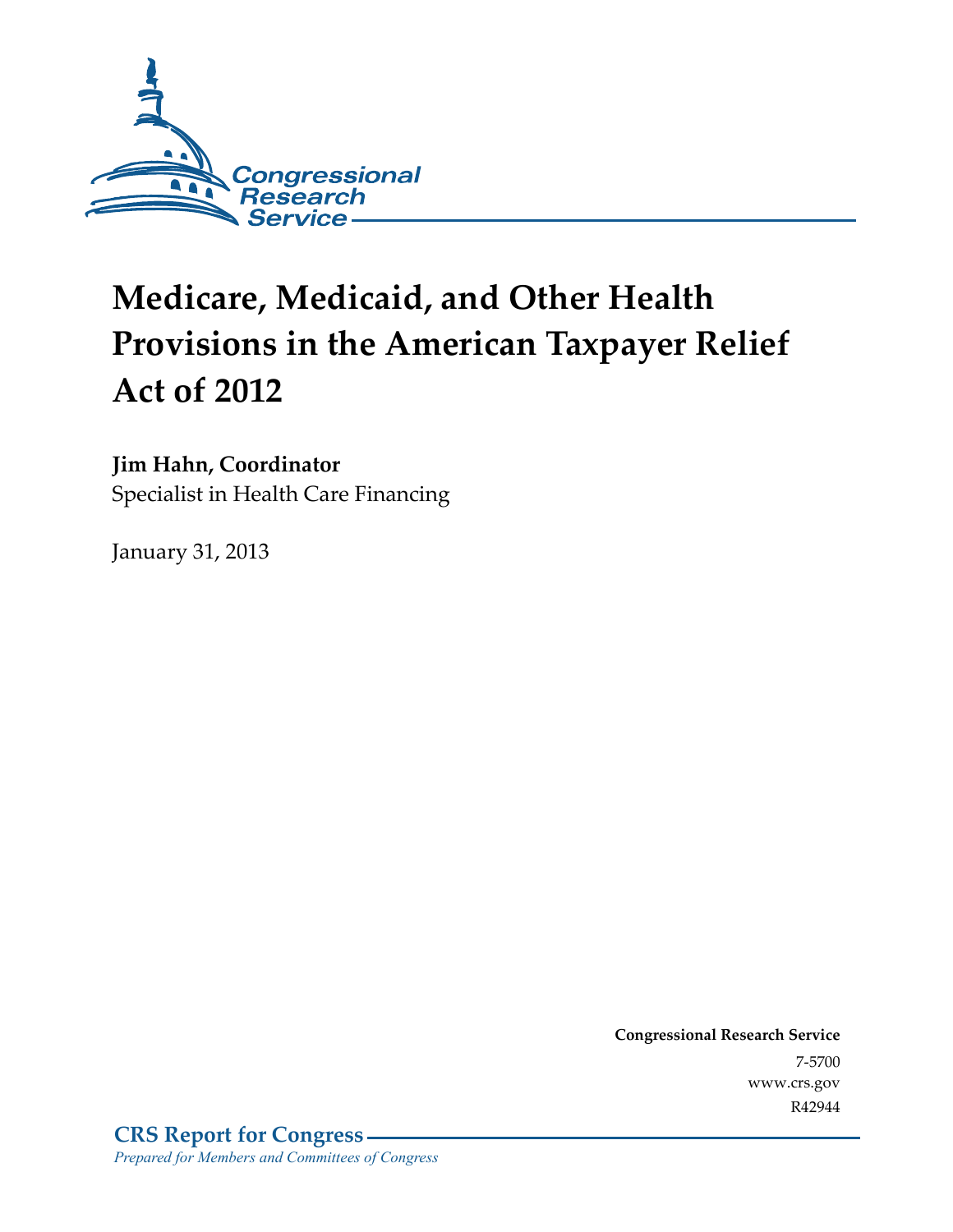Congressional Research Service

# Medicare, Medicaid, and Other Health Provisions in the American Taxpayer Relief Act of 2012

**Jim Hahn, Coordinator**
Specialist in Health Care Financing

January 31, 2013

**Congressional Research Service**
7-5700
www.crs.gov
R42944

**CRS Report for Congress**
*Prepared for Members and Committees of Congress*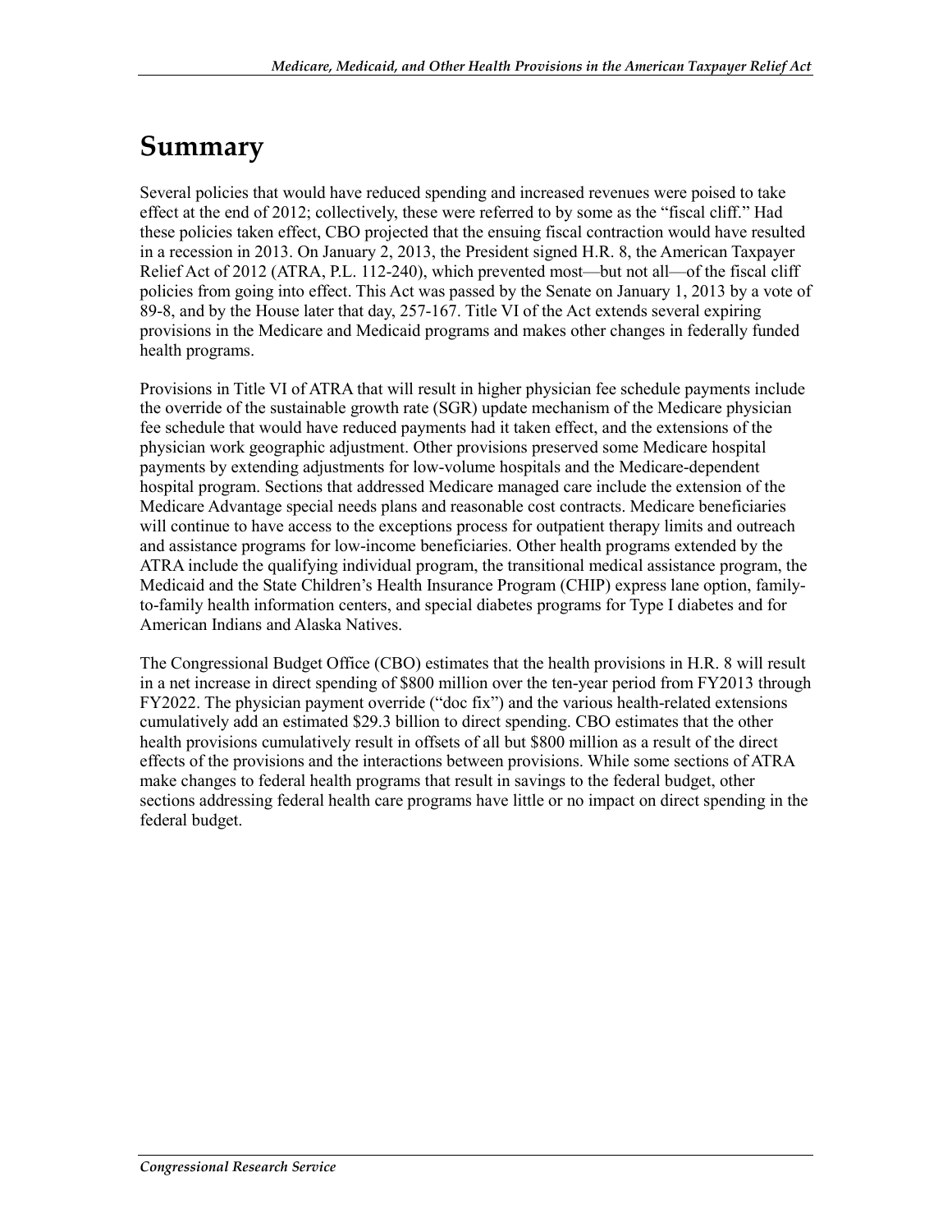# Summary

Several policies that would have reduced spending and increased revenues were poised to take effect at the end of 2012; collectively, these were referred to by some as the "fiscal cliff." Had these policies taken effect, CBO projected that the ensuing fiscal contraction would have resulted in a recession in 2013. On January 2, 2013, the President signed H.R. 8, the American Taxpayer Relief Act of 2012 (ATRA, P.L. 112-240), which prevented most—but not all—of the fiscal cliff policies from going into effect. This Act was passed by the Senate on January 1, 2013 by a vote of 89-8, and by the House later that day, 257-167. Title VI of the Act extends several expiring provisions in the Medicare and Medicaid programs and makes other changes in federally funded health programs.

Provisions in Title VI of ATRA that will result in higher physician fee schedule payments include the override of the sustainable growth rate (SGR) update mechanism of the Medicare physician fee schedule that would have reduced payments had it taken effect, and the extensions of the physician work geographic adjustment. Other provisions preserved some Medicare hospital payments by extending adjustments for low-volume hospitals and the Medicare-dependent hospital program. Sections that addressed Medicare managed care include the extension of the Medicare Advantage special needs plans and reasonable cost contracts. Medicare beneficiaries will continue to have access to the exceptions process for outpatient therapy limits and outreach and assistance programs for low-income beneficiaries. Other health programs extended by the ATRA include the qualifying individual program, the transitional medical assistance program, the Medicaid and the State Children's Health Insurance Program (CHIP) express lane option, family-to-family health information centers, and special diabetes programs for Type I diabetes and for American Indians and Alaska Natives.

The Congressional Budget Office (CBO) estimates that the health provisions in H.R. 8 will result in a net increase in direct spending of $800 million over the ten-year period from FY2013 through FY2022. The physician payment override ("doc fix") and the various health-related extensions cumulatively add an estimated $29.3 billion to direct spending. CBO estimates that the other health provisions cumulatively result in offsets of all but $800 million as a result of the direct effects of the provisions and the interactions between provisions. While some sections of ATRA make changes to federal health programs that result in savings to the federal budget, other sections addressing federal health care programs have little or no impact on direct spending in the federal budget.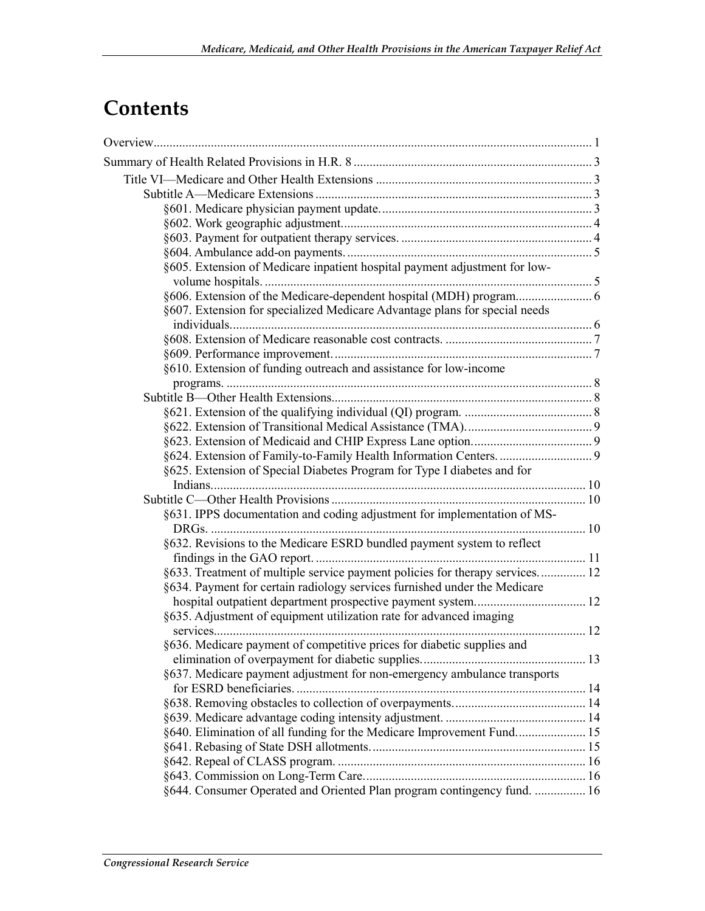# Contents

Overview ........................................................................................................................................ 1

Summary of Health Related Provisions in H.R. 8 .......................................................................... 3

- Title VI—Medicare and Other Health Extensions .................................................................. 3
  - Subtitle A—Medicare Extensions ...................................................................................... 3
    - §601. Medicare physician payment update................................................................... 3
    - §602. Work geographic adjustment.............................................................................. 4
    - §603. Payment for outpatient therapy services. ........................................................... 4
    - §604. Ambulance add-on payments. ............................................................................ 5
    - §605. Extension of Medicare inpatient hospital payment adjustment for low-volume hospitals. ...................................................................................................... 5
    - §606. Extension of the Medicare-dependent hospital (MDH) program........................ 6
    - §607. Extension for specialized Medicare Advantage plans for special needs individuals.................................................................................................................. 6
    - §608. Extension of Medicare reasonable cost contracts. .............................................. 7
    - §609. Performance improvement................................................................................. 7
    - §610. Extension of funding outreach and assistance for low-income programs. .................................................................................................................. 8
  - Subtitle B—Other Health Extensions................................................................................. 8
    - §621. Extension of the qualifying individual (QI) program. ........................................ 8
    - §622. Extension of Transitional Medical Assistance (TMA)....................................... 9
    - §623. Extension of Medicaid and CHIP Express Lane option..................................... 9
    - §624. Extension of Family-to-Family Health Information Centers. ............................ 9
    - §625. Extension of Special Diabetes Program for Type I diabetes and for Indians..................................................................................................................... 10
  - Subtitle C—Other Health Provisions ............................................................................... 10
    - §631. IPPS documentation and coding adjustment for implementation of MS-DRGs. ..................................................................................................................... 10
    - §632. Revisions to the Medicare ESRD bundled payment system to reflect findings in the GAO report. .................................................................................... 11
    - §633. Treatment of multiple service payment policies for therapy services. ............. 12
    - §634. Payment for certain radiology services furnished under the Medicare hospital outpatient department prospective payment system.................................. 12
    - §635. Adjustment of equipment utilization rate for advanced imaging services.................................................................................................................... 12
    - §636. Medicare payment of competitive prices for diabetic supplies and elimination of overpayment for diabetic supplies................................................... 13
    - §637. Medicare payment adjustment for non-emergency ambulance transports for ESRD beneficiaries. .......................................................................................... 14
    - §638. Removing obstacles to collection of overpayments.......................................... 14
    - §639. Medicare advantage coding intensity adjustment. ............................................ 14
    - §640. Elimination of all funding for the Medicare Improvement Fund...................... 15
    - §641. Rebasing of State DSH allotments................................................................... 15
    - §642. Repeal of CLASS program. ............................................................................. 16
    - §643. Commission on Long-Term Care..................................................................... 16
    - §644. Consumer Operated and Oriented Plan program contingency fund. ................ 16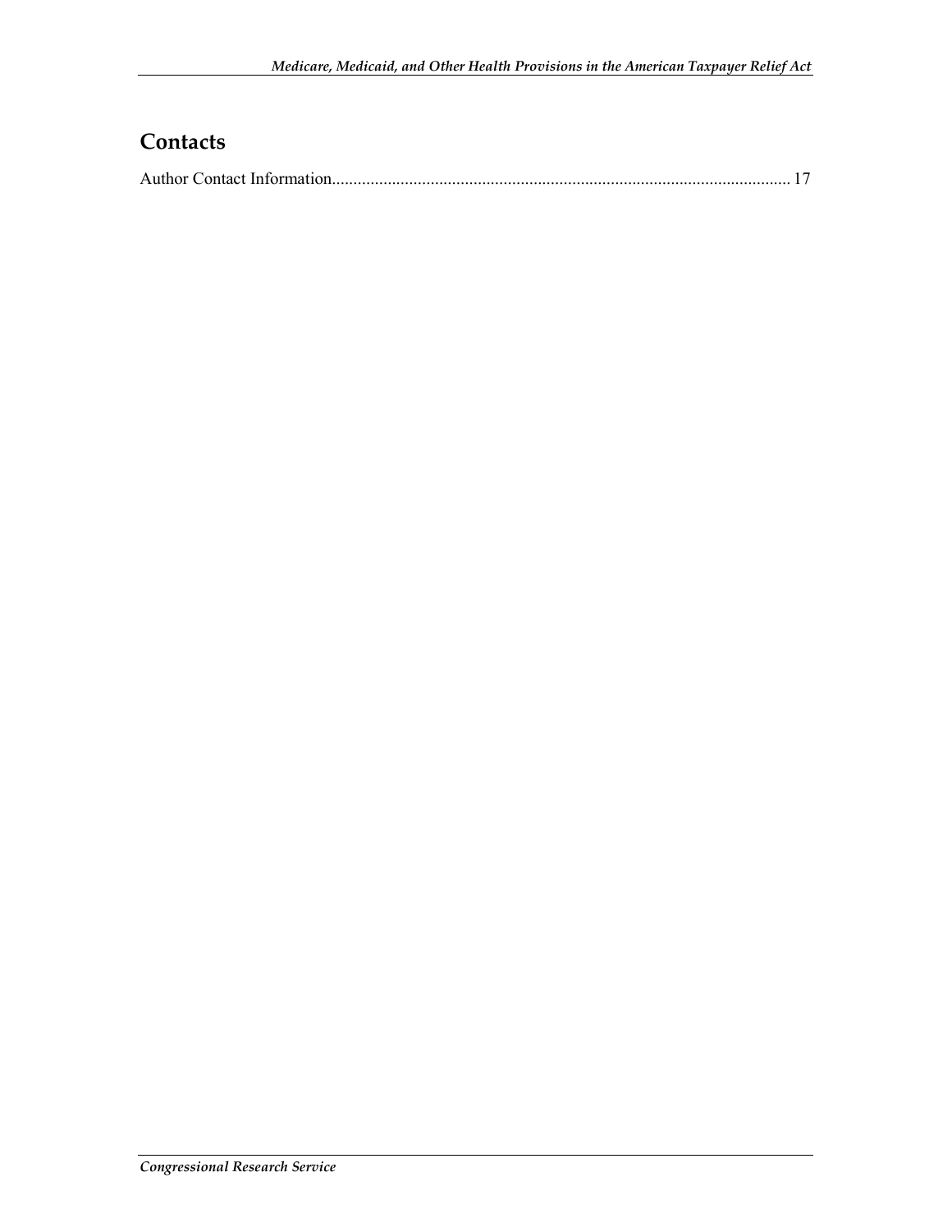## Contacts

Author Contact Information........................................................................................................... 17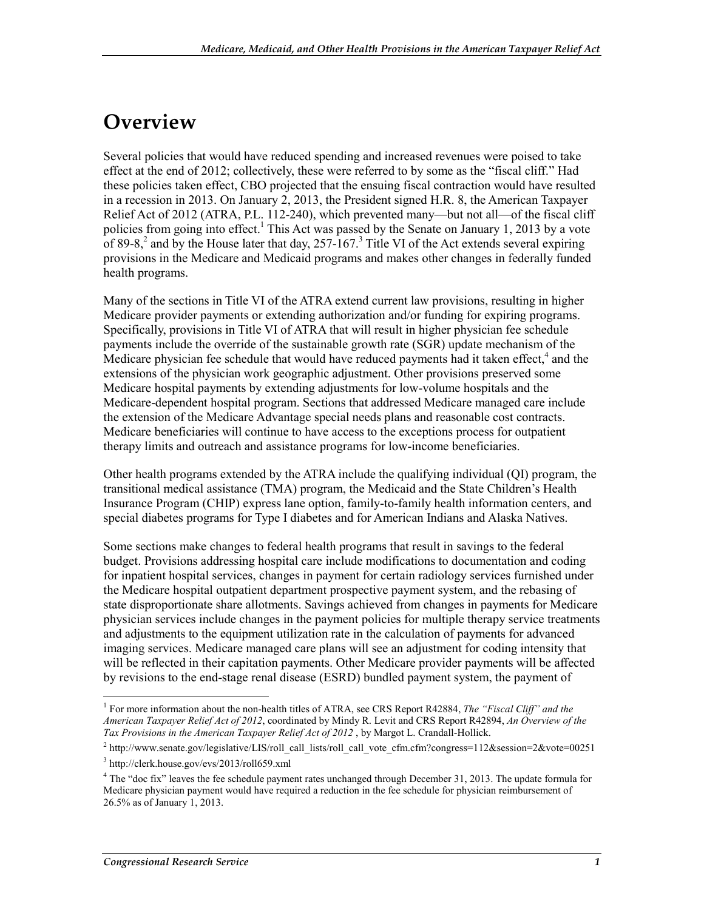# Overview

Several policies that would have reduced spending and increased revenues were poised to take effect at the end of 2012; collectively, these were referred to by some as the "fiscal cliff." Had these policies taken effect, CBO projected that the ensuing fiscal contraction would have resulted in a recession in 2013. On January 2, 2013, the President signed H.R. 8, the American Taxpayer Relief Act of 2012 (ATRA, P.L. 112-240), which prevented many—but not all—of the fiscal cliff policies from going into effect.[1] This Act was passed by the Senate on January 1, 2013 by a vote of 89-8,[2] and by the House later that day, 257-167.[3] Title VI of the Act extends several expiring provisions in the Medicare and Medicaid programs and makes other changes in federally funded health programs.

Many of the sections in Title VI of the ATRA extend current law provisions, resulting in higher Medicare provider payments or extending authorization and/or funding for expiring programs. Specifically, provisions in Title VI of ATRA that will result in higher physician fee schedule payments include the override of the sustainable growth rate (SGR) update mechanism of the Medicare physician fee schedule that would have reduced payments had it taken effect,[4] and the extensions of the physician work geographic adjustment. Other provisions preserved some Medicare hospital payments by extending adjustments for low-volume hospitals and the Medicare-dependent hospital program. Sections that addressed Medicare managed care include the extension of the Medicare Advantage special needs plans and reasonable cost contracts. Medicare beneficiaries will continue to have access to the exceptions process for outpatient therapy limits and outreach and assistance programs for low-income beneficiaries.

Other health programs extended by the ATRA include the qualifying individual (QI) program, the transitional medical assistance (TMA) program, the Medicaid and the State Children's Health Insurance Program (CHIP) express lane option, family-to-family health information centers, and special diabetes programs for Type I diabetes and for American Indians and Alaska Natives.

Some sections make changes to federal health programs that result in savings to the federal budget. Provisions addressing hospital care include modifications to documentation and coding for inpatient hospital services, changes in payment for certain radiology services furnished under the Medicare hospital outpatient department prospective payment system, and the rebasing of state disproportionate share allotments. Savings achieved from changes in payments for Medicare physician services include changes in the payment policies for multiple therapy service treatments and adjustments to the equipment utilization rate in the calculation of payments for advanced imaging services. Medicare managed care plans will see an adjustment for coding intensity that will be reflected in their capitation payments. Other Medicare provider payments will be affected by revisions to the end-stage renal disease (ESRD) bundled payment system, the payment of

---

[1] For more information about the non-health titles of ATRA, see CRS Report R42884, *The "Fiscal Cliff" and the American Taxpayer Relief Act of 2012*, coordinated by Mindy R. Levit and CRS Report R42894, *An Overview of the Tax Provisions in the American Taxpayer Relief Act of 2012* , by Margot L. Crandall-Hollick.

[2] http://www.senate.gov/legislative/LIS/roll_call_lists/roll_call_vote_cfm.cfm?congress=112&session=2&vote=00251

[3] http://clerk.house.gov/evs/2013/roll659.xml

[4] The "doc fix" leaves the fee schedule payment rates unchanged through December 31, 2013. The update formula for Medicare physician payment would have required a reduction in the fee schedule for physician reimbursement of 26.5% as of January 1, 2013.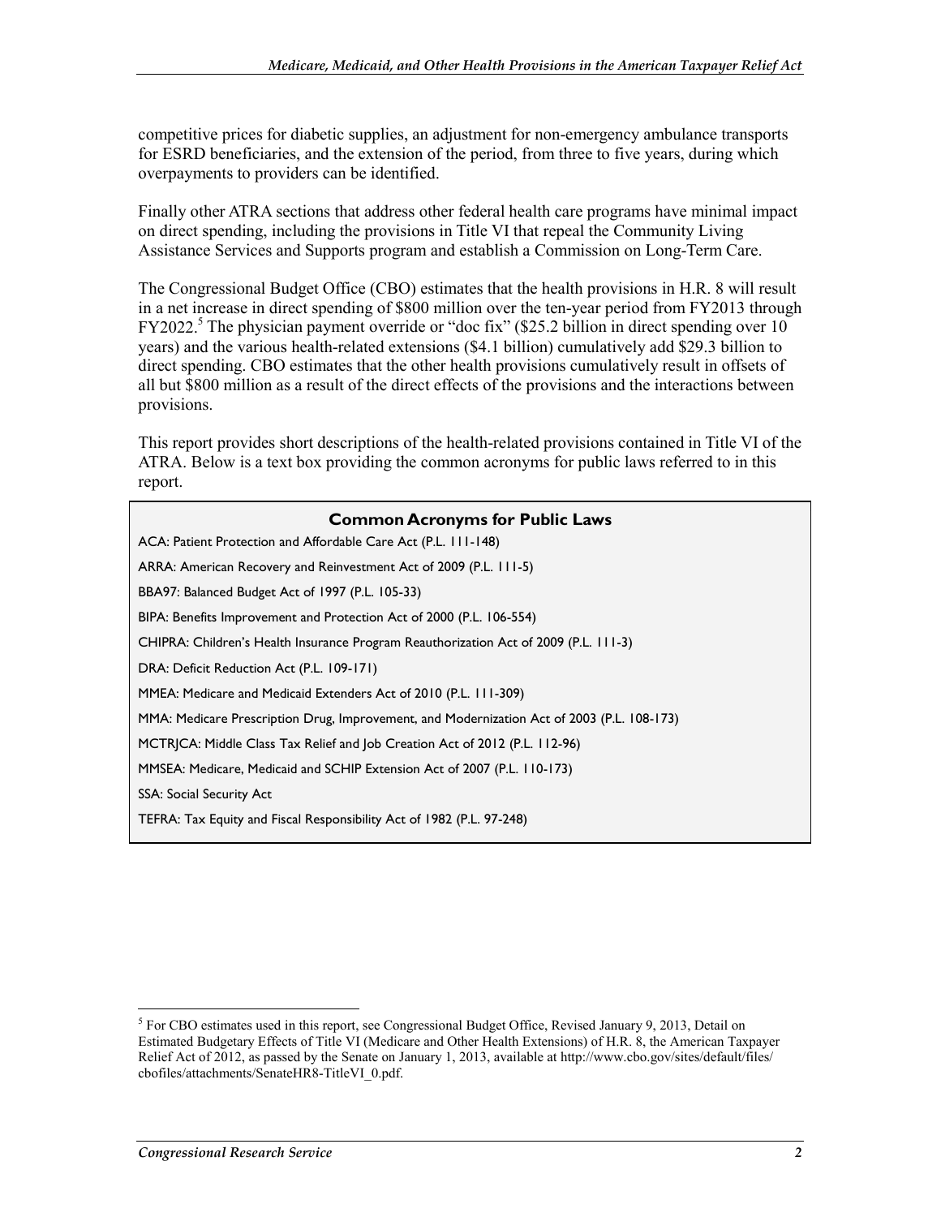competitive prices for diabetic supplies, an adjustment for non-emergency ambulance transports for ESRD beneficiaries, and the extension of the period, from three to five years, during which overpayments to providers can be identified.

Finally other ATRA sections that address other federal health care programs have minimal impact on direct spending, including the provisions in Title VI that repeal the Community Living Assistance Services and Supports program and establish a Commission on Long-Term Care.

The Congressional Budget Office (CBO) estimates that the health provisions in H.R. 8 will result in a net increase in direct spending of $800 million over the ten-year period from FY2013 through FY2022.[5] The physician payment override or "doc fix" ($25.2 billion in direct spending over 10 years) and the various health-related extensions ($4.1 billion) cumulatively add $29.3 billion to direct spending. CBO estimates that the other health provisions cumulatively result in offsets of all but $800 million as a result of the direct effects of the provisions and the interactions between provisions.

This report provides short descriptions of the health-related provisions contained in Title VI of the ATRA. Below is a text box providing the common acronyms for public laws referred to in this report.

**Common Acronyms for Public Laws**

ACA: Patient Protection and Affordable Care Act (P.L. 111-148)

ARRA: American Recovery and Reinvestment Act of 2009 (P.L. 111-5)

BBA97: Balanced Budget Act of 1997 (P.L. 105-33)

BIPA: Benefits Improvement and Protection Act of 2000 (P.L. 106-554)

CHIPRA: Children's Health Insurance Program Reauthorization Act of 2009 (P.L. 111-3)

DRA: Deficit Reduction Act (P.L. 109-171)

MMEA: Medicare and Medicaid Extenders Act of 2010 (P.L. 111-309)

MMA: Medicare Prescription Drug, Improvement, and Modernization Act of 2003 (P.L. 108-173)

MCTRJCA: Middle Class Tax Relief and Job Creation Act of 2012 (P.L. 112-96)

MMSEA: Medicare, Medicaid and SCHIP Extension Act of 2007 (P.L. 110-173)

SSA: Social Security Act

TEFRA: Tax Equity and Fiscal Responsibility Act of 1982 (P.L. 97-248)

[5] For CBO estimates used in this report, see Congressional Budget Office, Revised January 9, 2013, Detail on Estimated Budgetary Effects of Title VI (Medicare and Other Health Extensions) of H.R. 8, the American Taxpayer Relief Act of 2012, as passed by the Senate on January 1, 2013, available at http://www.cbo.gov/sites/default/files/cbofiles/attachments/SenateHR8-TitleVI_0.pdf.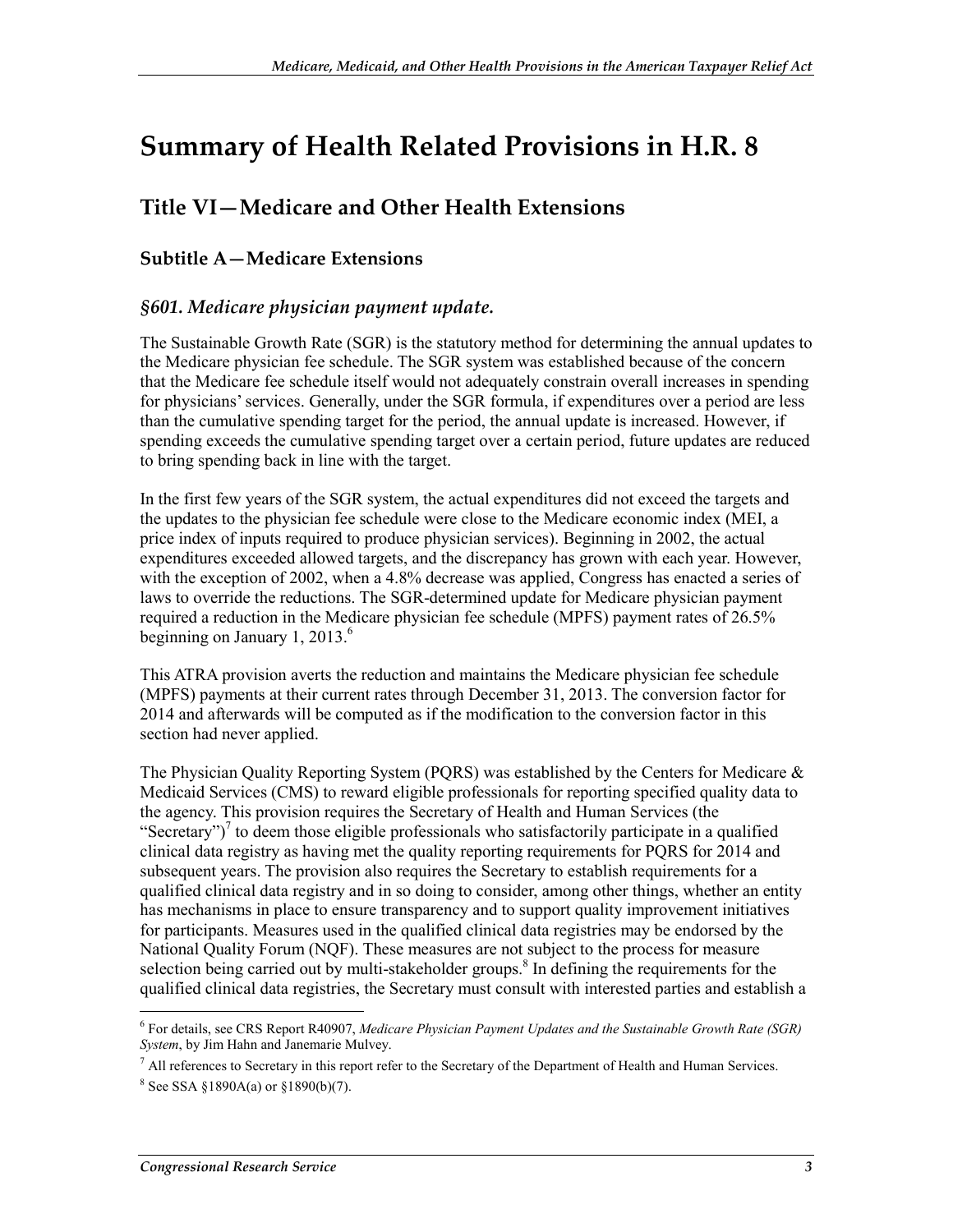# Summary of Health Related Provisions in H.R. 8

## Title VI—Medicare and Other Health Extensions

### Subtitle A—Medicare Extensions

#### *§601. Medicare physician payment update.*

The Sustainable Growth Rate (SGR) is the statutory method for determining the annual updates to the Medicare physician fee schedule. The SGR system was established because of the concern that the Medicare fee schedule itself would not adequately constrain overall increases in spending for physicians' services. Generally, under the SGR formula, if expenditures over a period are less than the cumulative spending target for the period, the annual update is increased. However, if spending exceeds the cumulative spending target over a certain period, future updates are reduced to bring spending back in line with the target.

In the first few years of the SGR system, the actual expenditures did not exceed the targets and the updates to the physician fee schedule were close to the Medicare economic index (MEI, a price index of inputs required to produce physician services). Beginning in 2002, the actual expenditures exceeded allowed targets, and the discrepancy has grown with each year. However, with the exception of 2002, when a 4.8% decrease was applied, Congress has enacted a series of laws to override the reductions. The SGR-determined update for Medicare physician payment required a reduction in the Medicare physician fee schedule (MPFS) payment rates of 26.5% beginning on January 1, 2013.[6]

This ATRA provision averts the reduction and maintains the Medicare physician fee schedule (MPFS) payments at their current rates through December 31, 2013. The conversion factor for 2014 and afterwards will be computed as if the modification to the conversion factor in this section had never applied.

The Physician Quality Reporting System (PQRS) was established by the Centers for Medicare & Medicaid Services (CMS) to reward eligible professionals for reporting specified quality data to the agency. This provision requires the Secretary of Health and Human Services (the "Secretary")[7] to deem those eligible professionals who satisfactorily participate in a qualified clinical data registry as having met the quality reporting requirements for PQRS for 2014 and subsequent years. The provision also requires the Secretary to establish requirements for a qualified clinical data registry and in so doing to consider, among other things, whether an entity has mechanisms in place to ensure transparency and to support quality improvement initiatives for participants. Measures used in the qualified clinical data registries may be endorsed by the National Quality Forum (NQF). These measures are not subject to the process for measure selection being carried out by multi-stakeholder groups.[8] In defining the requirements for the qualified clinical data registries, the Secretary must consult with interested parties and establish a

---

[6] For details, see CRS Report R40907, *Medicare Physician Payment Updates and the Sustainable Growth Rate (SGR) System*, by Jim Hahn and Janemarie Mulvey.

[7] All references to Secretary in this report refer to the Secretary of the Department of Health and Human Services.

[8] See SSA §1890A(a) or §1890(b)(7).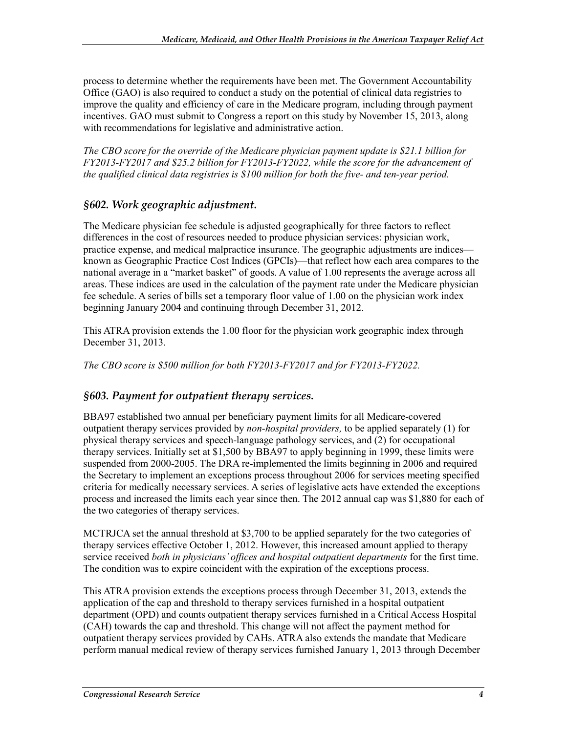process to determine whether the requirements have been met. The Government Accountability Office (GAO) is also required to conduct a study on the potential of clinical data registries to improve the quality and efficiency of care in the Medicare program, including through payment incentives. GAO must submit to Congress a report on this study by November 15, 2013, along with recommendations for legislative and administrative action.

*The CBO score for the override of the Medicare physician payment update is $21.1 billion for FY2013-FY2017 and $25.2 billion for FY2013-FY2022, while the score for the advancement of the qualified clinical data registries is $100 million for both the five- and ten-year period.*

## §602. Work geographic adjustment.

The Medicare physician fee schedule is adjusted geographically for three factors to reflect differences in the cost of resources needed to produce physician services: physician work, practice expense, and medical malpractice insurance. The geographic adjustments are indices—known as Geographic Practice Cost Indices (GPCIs)—that reflect how each area compares to the national average in a "market basket" of goods. A value of 1.00 represents the average across all areas. These indices are used in the calculation of the payment rate under the Medicare physician fee schedule. A series of bills set a temporary floor value of 1.00 on the physician work index beginning January 2004 and continuing through December 31, 2012.

This ATRA provision extends the 1.00 floor for the physician work geographic index through December 31, 2013.

*The CBO score is $500 million for both FY2013-FY2017 and for FY2013-FY2022.*

## §603. Payment for outpatient therapy services.

BBA97 established two annual per beneficiary payment limits for all Medicare-covered outpatient therapy services provided by *non-hospital providers,* to be applied separately (1) for physical therapy services and speech-language pathology services, and (2) for occupational therapy services. Initially set at $1,500 by BBA97 to apply beginning in 1999, these limits were suspended from 2000-2005. The DRA re-implemented the limits beginning in 2006 and required the Secretary to implement an exceptions process throughout 2006 for services meeting specified criteria for medically necessary services. A series of legislative acts have extended the exceptions process and increased the limits each year since then. The 2012 annual cap was $1,880 for each of the two categories of therapy services.

MCTRJCA set the annual threshold at $3,700 to be applied separately for the two categories of therapy services effective October 1, 2012. However, this increased amount applied to therapy service received *both in physicians' offices and hospital outpatient departments* for the first time. The condition was to expire coincident with the expiration of the exceptions process.

This ATRA provision extends the exceptions process through December 31, 2013, extends the application of the cap and threshold to therapy services furnished in a hospital outpatient department (OPD) and counts outpatient therapy services furnished in a Critical Access Hospital (CAH) towards the cap and threshold. This change will not affect the payment method for outpatient therapy services provided by CAHs. ATRA also extends the mandate that Medicare perform manual medical review of therapy services furnished January 1, 2013 through December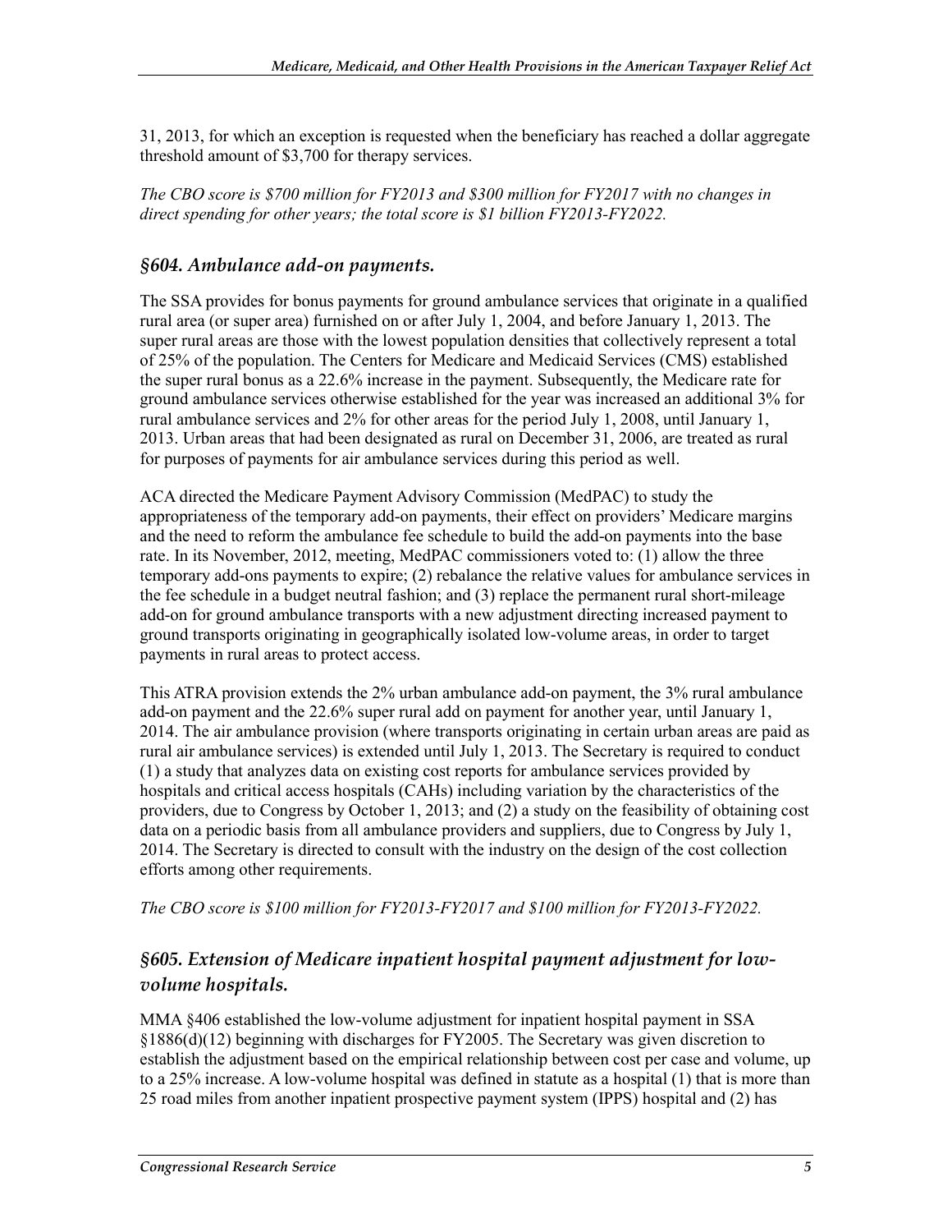31, 2013, for which an exception is requested when the beneficiary has reached a dollar aggregate threshold amount of $3,700 for therapy services.

*The CBO score is $700 million for FY2013 and $300 million for FY2017 with no changes in direct spending for other years; the total score is $1 billion FY2013-FY2022.*

### *§604. Ambulance add-on payments.*

The SSA provides for bonus payments for ground ambulance services that originate in a qualified rural area (or super area) furnished on or after July 1, 2004, and before January 1, 2013. The super rural areas are those with the lowest population densities that collectively represent a total of 25% of the population. The Centers for Medicare and Medicaid Services (CMS) established the super rural bonus as a 22.6% increase in the payment. Subsequently, the Medicare rate for ground ambulance services otherwise established for the year was increased an additional 3% for rural ambulance services and 2% for other areas for the period July 1, 2008, until January 1, 2013. Urban areas that had been designated as rural on December 31, 2006, are treated as rural for purposes of payments for air ambulance services during this period as well.

ACA directed the Medicare Payment Advisory Commission (MedPAC) to study the appropriateness of the temporary add-on payments, their effect on providers' Medicare margins and the need to reform the ambulance fee schedule to build the add-on payments into the base rate. In its November, 2012, meeting, MedPAC commissioners voted to: (1) allow the three temporary add-ons payments to expire; (2) rebalance the relative values for ambulance services in the fee schedule in a budget neutral fashion; and (3) replace the permanent rural short-mileage add-on for ground ambulance transports with a new adjustment directing increased payment to ground transports originating in geographically isolated low-volume areas, in order to target payments in rural areas to protect access.

This ATRA provision extends the 2% urban ambulance add-on payment, the 3% rural ambulance add-on payment and the 22.6% super rural add on payment for another year, until January 1, 2014. The air ambulance provision (where transports originating in certain urban areas are paid as rural air ambulance services) is extended until July 1, 2013. The Secretary is required to conduct (1) a study that analyzes data on existing cost reports for ambulance services provided by hospitals and critical access hospitals (CAHs) including variation by the characteristics of the providers, due to Congress by October 1, 2013; and (2) a study on the feasibility of obtaining cost data on a periodic basis from all ambulance providers and suppliers, due to Congress by July 1, 2014. The Secretary is directed to consult with the industry on the design of the cost collection efforts among other requirements.

*The CBO score is $100 million for FY2013-FY2017 and $100 million for FY2013-FY2022.*

### *§605. Extension of Medicare inpatient hospital payment adjustment for low-volume hospitals.*

MMA §406 established the low-volume adjustment for inpatient hospital payment in SSA §1886(d)(12) beginning with discharges for FY2005. The Secretary was given discretion to establish the adjustment based on the empirical relationship between cost per case and volume, up to a 25% increase. A low-volume hospital was defined in statute as a hospital (1) that is more than 25 road miles from another inpatient prospective payment system (IPPS) hospital and (2) has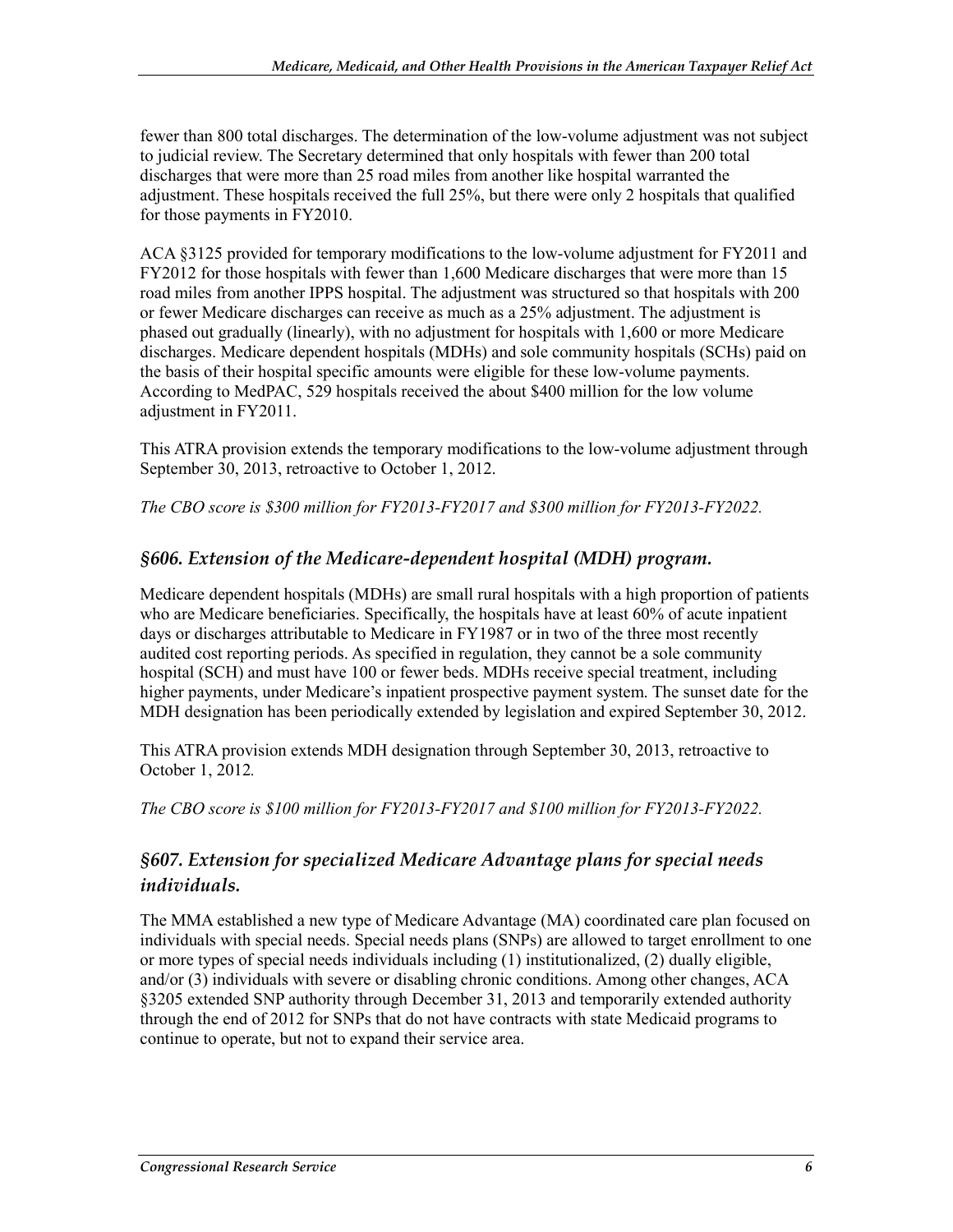fewer than 800 total discharges. The determination of the low-volume adjustment was not subject to judicial review. The Secretary determined that only hospitals with fewer than 200 total discharges that were more than 25 road miles from another like hospital warranted the adjustment. These hospitals received the full 25%, but there were only 2 hospitals that qualified for those payments in FY2010.

ACA §3125 provided for temporary modifications to the low-volume adjustment for FY2011 and FY2012 for those hospitals with fewer than 1,600 Medicare discharges that were more than 15 road miles from another IPPS hospital. The adjustment was structured so that hospitals with 200 or fewer Medicare discharges can receive as much as a 25% adjustment. The adjustment is phased out gradually (linearly), with no adjustment for hospitals with 1,600 or more Medicare discharges. Medicare dependent hospitals (MDHs) and sole community hospitals (SCHs) paid on the basis of their hospital specific amounts were eligible for these low-volume payments. According to MedPAC, 529 hospitals received the about $400 million for the low volume adjustment in FY2011.

This ATRA provision extends the temporary modifications to the low-volume adjustment through September 30, 2013, retroactive to October 1, 2012.

*The CBO score is $300 million for FY2013-FY2017 and $300 million for FY2013-FY2022.*

### §606. Extension of the Medicare-dependent hospital (MDH) program.

Medicare dependent hospitals (MDHs) are small rural hospitals with a high proportion of patients who are Medicare beneficiaries. Specifically, the hospitals have at least 60% of acute inpatient days or discharges attributable to Medicare in FY1987 or in two of the three most recently audited cost reporting periods. As specified in regulation, they cannot be a sole community hospital (SCH) and must have 100 or fewer beds. MDHs receive special treatment, including higher payments, under Medicare's inpatient prospective payment system. The sunset date for the MDH designation has been periodically extended by legislation and expired September 30, 2012.

This ATRA provision extends MDH designation through September 30, 2013, retroactive to October 1, 2012.

*The CBO score is $100 million for FY2013-FY2017 and $100 million for FY2013-FY2022.*

### §607. Extension for specialized Medicare Advantage plans for special needs individuals.

The MMA established a new type of Medicare Advantage (MA) coordinated care plan focused on individuals with special needs. Special needs plans (SNPs) are allowed to target enrollment to one or more types of special needs individuals including (1) institutionalized, (2) dually eligible, and/or (3) individuals with severe or disabling chronic conditions. Among other changes, ACA §3205 extended SNP authority through December 31, 2013 and temporarily extended authority through the end of 2012 for SNPs that do not have contracts with state Medicaid programs to continue to operate, but not to expand their service area.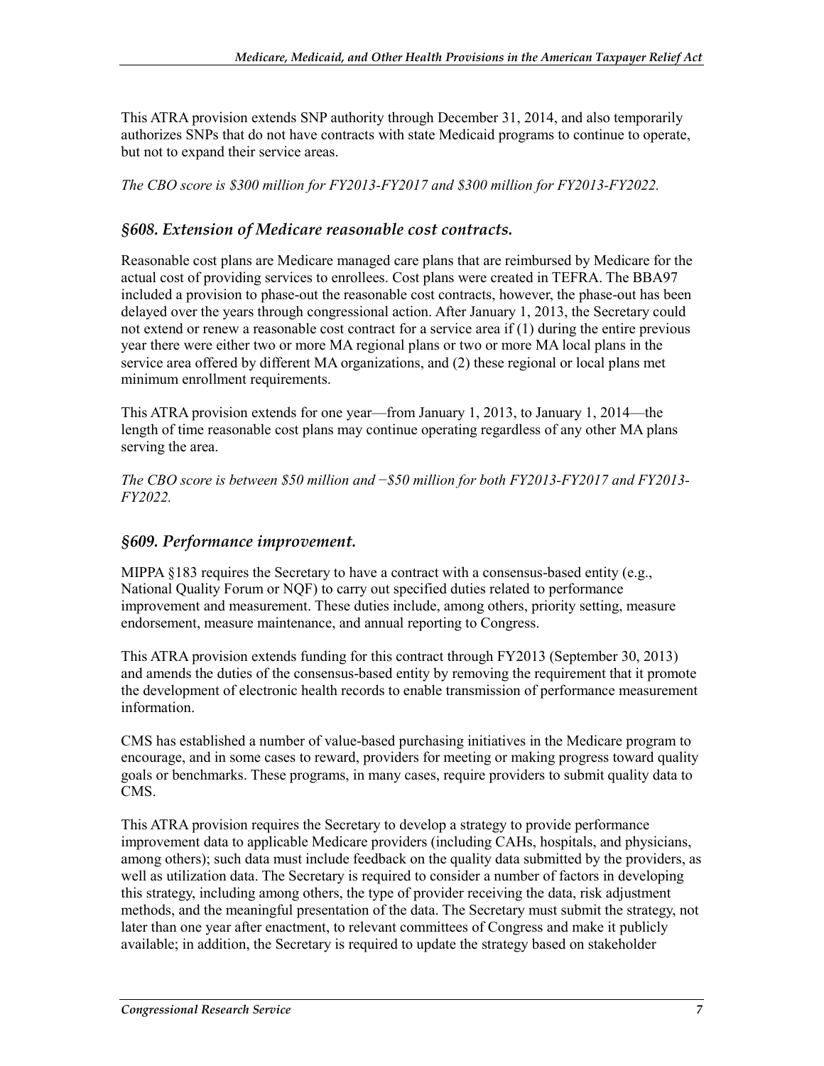This ATRA provision extends SNP authority through December 31, 2014, and also temporarily authorizes SNPs that do not have contracts with state Medicaid programs to continue to operate, but not to expand their service areas.

*The CBO score is $300 million for FY2013-FY2017 and $300 million for FY2013-FY2022.*

### *§608. Extension of Medicare reasonable cost contracts.*

Reasonable cost plans are Medicare managed care plans that are reimbursed by Medicare for the actual cost of providing services to enrollees. Cost plans were created in TEFRA. The BBA97 included a provision to phase-out the reasonable cost contracts, however, the phase-out has been delayed over the years through congressional action. After January 1, 2013, the Secretary could not extend or renew a reasonable cost contract for a service area if (1) during the entire previous year there were either two or more MA regional plans or two or more MA local plans in the service area offered by different MA organizations, and (2) these regional or local plans met minimum enrollment requirements.

This ATRA provision extends for one year—from January 1, 2013, to January 1, 2014—the length of time reasonable cost plans may continue operating regardless of any other MA plans serving the area.

*The CBO score is between $50 million and −$50 million for both FY2013-FY2017 and FY2013-FY2022.*

### *§609. Performance improvement.*

MIPPA §183 requires the Secretary to have a contract with a consensus-based entity (e.g., National Quality Forum or NQF) to carry out specified duties related to performance improvement and measurement. These duties include, among others, priority setting, measure endorsement, measure maintenance, and annual reporting to Congress.

This ATRA provision extends funding for this contract through FY2013 (September 30, 2013) and amends the duties of the consensus-based entity by removing the requirement that it promote the development of electronic health records to enable transmission of performance measurement information.

CMS has established a number of value-based purchasing initiatives in the Medicare program to encourage, and in some cases to reward, providers for meeting or making progress toward quality goals or benchmarks. These programs, in many cases, require providers to submit quality data to CMS.

This ATRA provision requires the Secretary to develop a strategy to provide performance improvement data to applicable Medicare providers (including CAHs, hospitals, and physicians, among others); such data must include feedback on the quality data submitted by the providers, as well as utilization data. The Secretary is required to consider a number of factors in developing this strategy, including among others, the type of provider receiving the data, risk adjustment methods, and the meaningful presentation of the data. The Secretary must submit the strategy, not later than one year after enactment, to relevant committees of Congress and make it publicly available; in addition, the Secretary is required to update the strategy based on stakeholder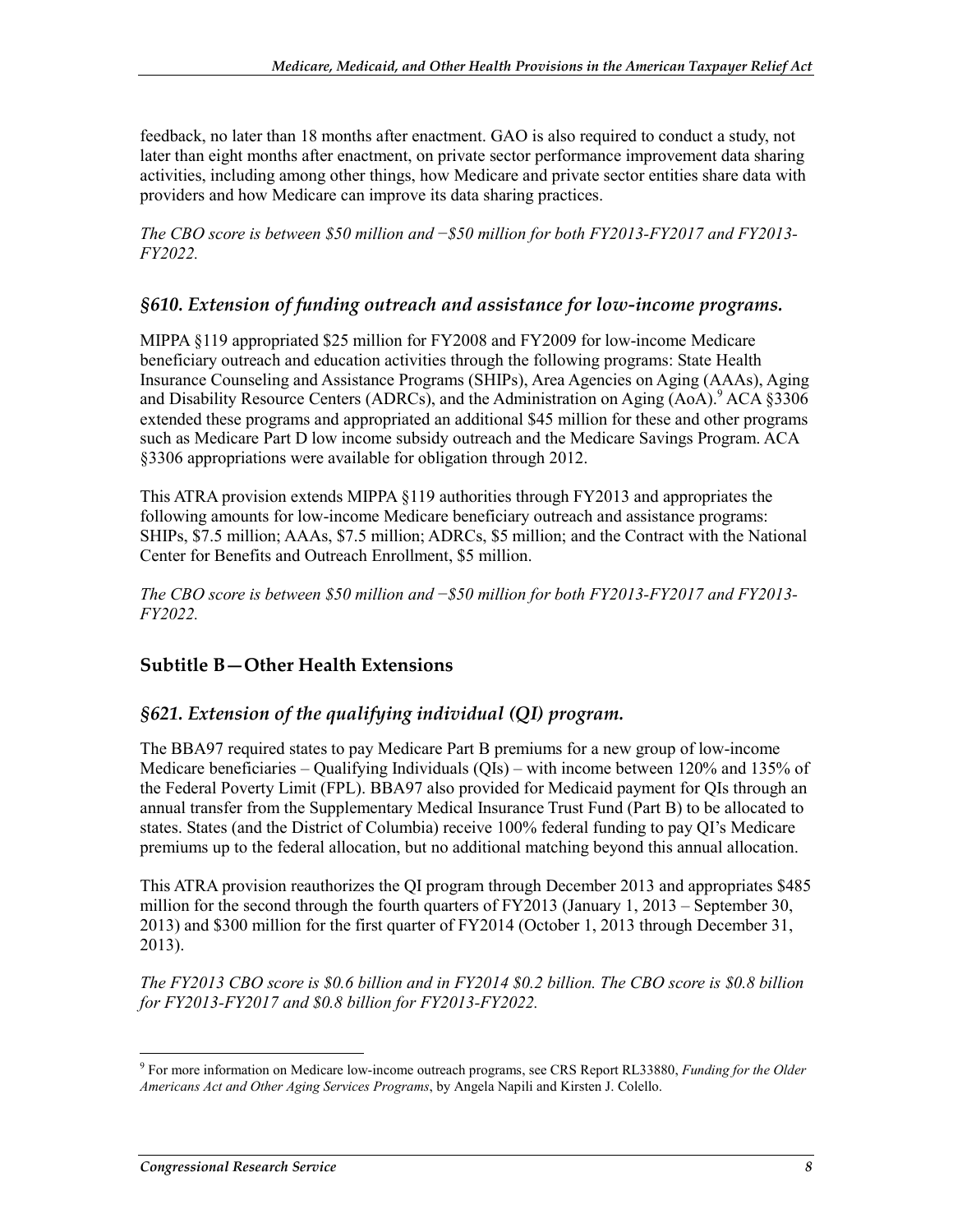feedback, no later than 18 months after enactment. GAO is also required to conduct a study, not later than eight months after enactment, on private sector performance improvement data sharing activities, including among other things, how Medicare and private sector entities share data with providers and how Medicare can improve its data sharing practices.

*The CBO score is between $50 million and −$50 million for both FY2013-FY2017 and FY2013-FY2022.*

### *§610. Extension of funding outreach and assistance for low-income programs.*

MIPPA §119 appropriated $25 million for FY2008 and FY2009 for low-income Medicare beneficiary outreach and education activities through the following programs: State Health Insurance Counseling and Assistance Programs (SHIPs), Area Agencies on Aging (AAAs), Aging and Disability Resource Centers (ADRCs), and the Administration on Aging (AoA).[9] ACA §3306 extended these programs and appropriated an additional $45 million for these and other programs such as Medicare Part D low income subsidy outreach and the Medicare Savings Program. ACA §3306 appropriations were available for obligation through 2012.

This ATRA provision extends MIPPA §119 authorities through FY2013 and appropriates the following amounts for low-income Medicare beneficiary outreach and assistance programs: SHIPs, $7.5 million; AAAs, $7.5 million; ADRCs, $5 million; and the Contract with the National Center for Benefits and Outreach Enrollment, $5 million.

*The CBO score is between $50 million and −$50 million for both FY2013-FY2017 and FY2013-FY2022.*

## Subtitle B—Other Health Extensions

### *§621. Extension of the qualifying individual (QI) program.*

The BBA97 required states to pay Medicare Part B premiums for a new group of low-income Medicare beneficiaries – Qualifying Individuals (QIs) – with income between 120% and 135% of the Federal Poverty Limit (FPL). BBA97 also provided for Medicaid payment for QIs through an annual transfer from the Supplementary Medical Insurance Trust Fund (Part B) to be allocated to states. States (and the District of Columbia) receive 100% federal funding to pay QI's Medicare premiums up to the federal allocation, but no additional matching beyond this annual allocation.

This ATRA provision reauthorizes the QI program through December 2013 and appropriates $485 million for the second through the fourth quarters of FY2013 (January 1, 2013 – September 30, 2013) and $300 million for the first quarter of FY2014 (October 1, 2013 through December 31, 2013).

*The FY2013 CBO score is $0.6 billion and in FY2014 $0.2 billion. The CBO score is $0.8 billion for FY2013-FY2017 and $0.8 billion for FY2013-FY2022.*

---

[9] For more information on Medicare low-income outreach programs, see CRS Report RL33880, *Funding for the Older Americans Act and Other Aging Services Programs*, by Angela Napili and Kirsten J. Colello.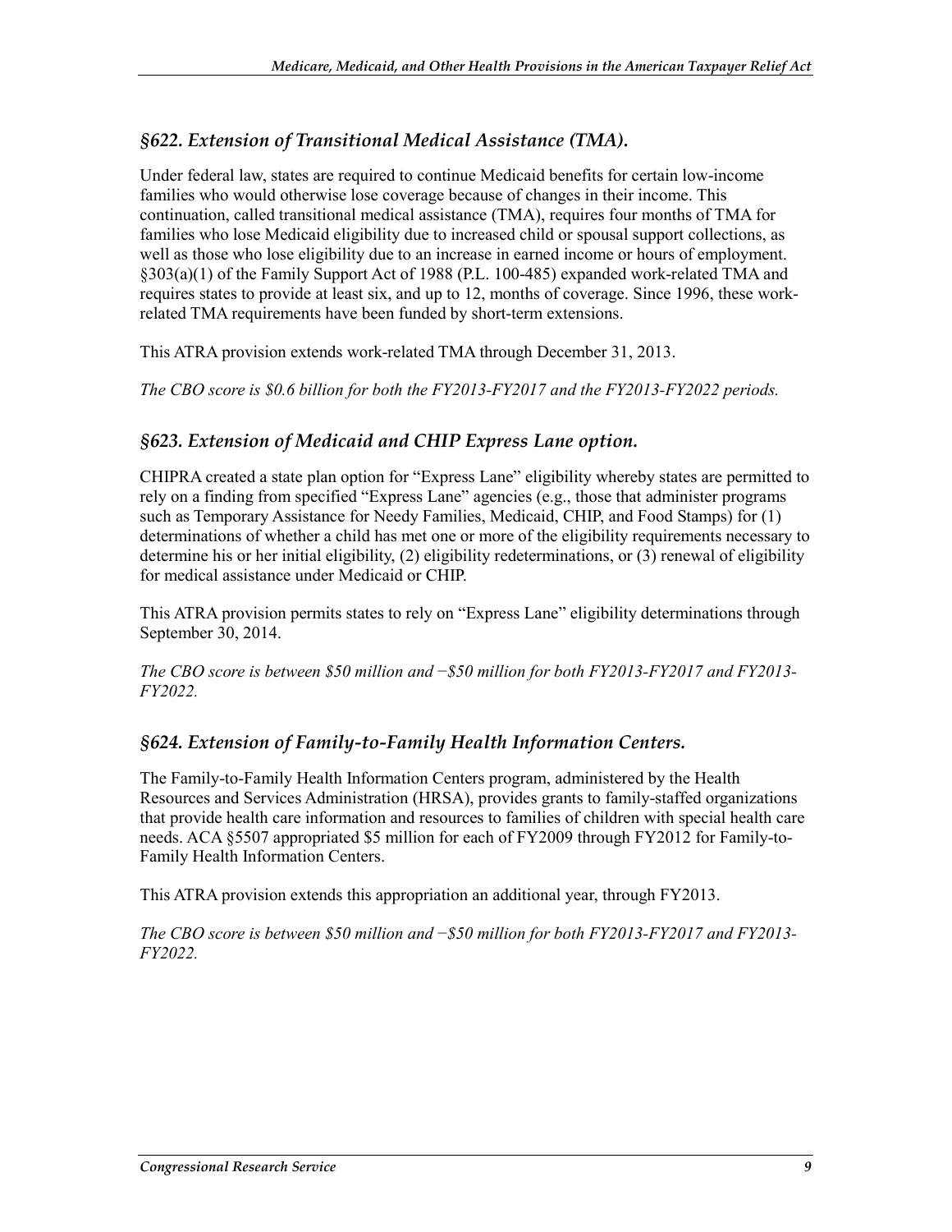### §622. Extension of Transitional Medical Assistance (TMA).

Under federal law, states are required to continue Medicaid benefits for certain low-income families who would otherwise lose coverage because of changes in their income. This continuation, called transitional medical assistance (TMA), requires four months of TMA for families who lose Medicaid eligibility due to increased child or spousal support collections, as well as those who lose eligibility due to an increase in earned income or hours of employment. §303(a)(1) of the Family Support Act of 1988 (P.L. 100-485) expanded work-related TMA and requires states to provide at least six, and up to 12, months of coverage. Since 1996, these work-related TMA requirements have been funded by short-term extensions.

This ATRA provision extends work-related TMA through December 31, 2013.

*The CBO score is $0.6 billion for both the FY2013-FY2017 and the FY2013-FY2022 periods.*

### §623. Extension of Medicaid and CHIP Express Lane option.

CHIPRA created a state plan option for "Express Lane" eligibility whereby states are permitted to rely on a finding from specified "Express Lane" agencies (e.g., those that administer programs such as Temporary Assistance for Needy Families, Medicaid, CHIP, and Food Stamps) for (1) determinations of whether a child has met one or more of the eligibility requirements necessary to determine his or her initial eligibility, (2) eligibility redeterminations, or (3) renewal of eligibility for medical assistance under Medicaid or CHIP.

This ATRA provision permits states to rely on "Express Lane" eligibility determinations through September 30, 2014.

*The CBO score is between $50 million and −$50 million for both FY2013-FY2017 and FY2013-FY2022.*

### §624. Extension of Family-to-Family Health Information Centers.

The Family-to-Family Health Information Centers program, administered by the Health Resources and Services Administration (HRSA), provides grants to family-staffed organizations that provide health care information and resources to families of children with special health care needs. ACA §5507 appropriated $5 million for each of FY2009 through FY2012 for Family-to-Family Health Information Centers.

This ATRA provision extends this appropriation an additional year, through FY2013.

*The CBO score is between $50 million and −$50 million for both FY2013-FY2017 and FY2013-FY2022.*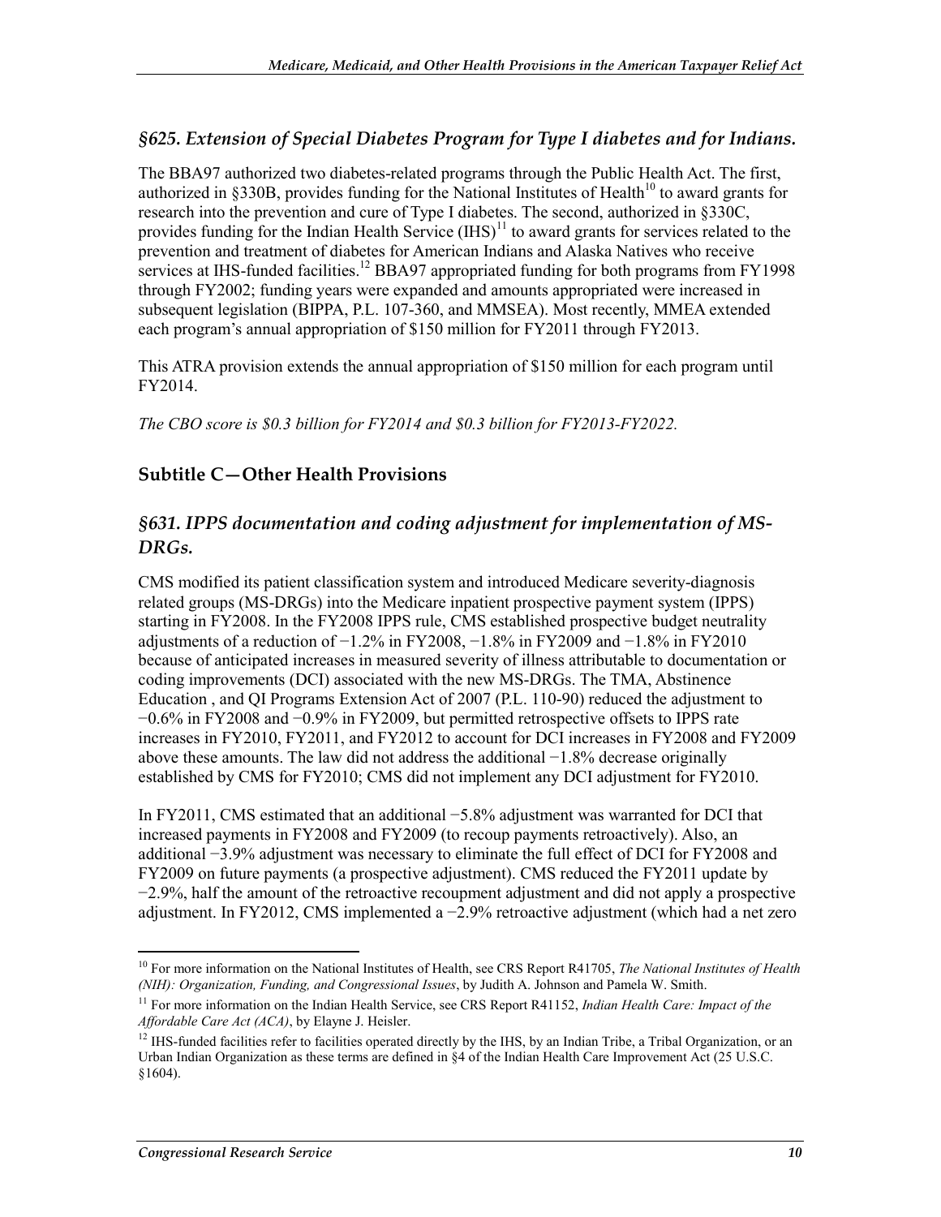### §625. Extension of Special Diabetes Program for Type I diabetes and for Indians.

The BBA97 authorized two diabetes-related programs through the Public Health Act. The first, authorized in §330B, provides funding for the National Institutes of Health[10] to award grants for research into the prevention and cure of Type I diabetes. The second, authorized in §330C, provides funding for the Indian Health Service (IHS)[11] to award grants for services related to the prevention and treatment of diabetes for American Indians and Alaska Natives who receive services at IHS-funded facilities.[12] BBA97 appropriated funding for both programs from FY1998 through FY2002; funding years were expanded and amounts appropriated were increased in subsequent legislation (BIPPA, P.L. 107-360, and MMSEA). Most recently, MMEA extended each program's annual appropriation of $150 million for FY2011 through FY2013.

This ATRA provision extends the annual appropriation of $150 million for each program until FY2014.

*The CBO score is $0.3 billion for FY2014 and $0.3 billion for FY2013-FY2022.*

## Subtitle C—Other Health Provisions

### §631. IPPS documentation and coding adjustment for implementation of MS-DRGs.

CMS modified its patient classification system and introduced Medicare severity-diagnosis related groups (MS-DRGs) into the Medicare inpatient prospective payment system (IPPS) starting in FY2008. In the FY2008 IPPS rule, CMS established prospective budget neutrality adjustments of a reduction of −1.2% in FY2008, −1.8% in FY2009 and −1.8% in FY2010 because of anticipated increases in measured severity of illness attributable to documentation or coding improvements (DCI) associated with the new MS-DRGs. The TMA, Abstinence Education , and QI Programs Extension Act of 2007 (P.L. 110-90) reduced the adjustment to −0.6% in FY2008 and −0.9% in FY2009, but permitted retrospective offsets to IPPS rate increases in FY2010, FY2011, and FY2012 to account for DCI increases in FY2008 and FY2009 above these amounts. The law did not address the additional −1.8% decrease originally established by CMS for FY2010; CMS did not implement any DCI adjustment for FY2010.

In FY2011, CMS estimated that an additional −5.8% adjustment was warranted for DCI that increased payments in FY2008 and FY2009 (to recoup payments retroactively). Also, an additional −3.9% adjustment was necessary to eliminate the full effect of DCI for FY2008 and FY2009 on future payments (a prospective adjustment). CMS reduced the FY2011 update by −2.9%, half the amount of the retroactive recoupment adjustment and did not apply a prospective adjustment. In FY2012, CMS implemented a −2.9% retroactive adjustment (which had a net zero

[10] For more information on the National Institutes of Health, see CRS Report R41705, *The National Institutes of Health (NIH): Organization, Funding, and Congressional Issues*, by Judith A. Johnson and Pamela W. Smith.

[11] For more information on the Indian Health Service, see CRS Report R41152, *Indian Health Care: Impact of the Affordable Care Act (ACA)*, by Elayne J. Heisler.

[12] IHS-funded facilities refer to facilities operated directly by the IHS, by an Indian Tribe, a Tribal Organization, or an Urban Indian Organization as these terms are defined in §4 of the Indian Health Care Improvement Act (25 U.S.C. §1604).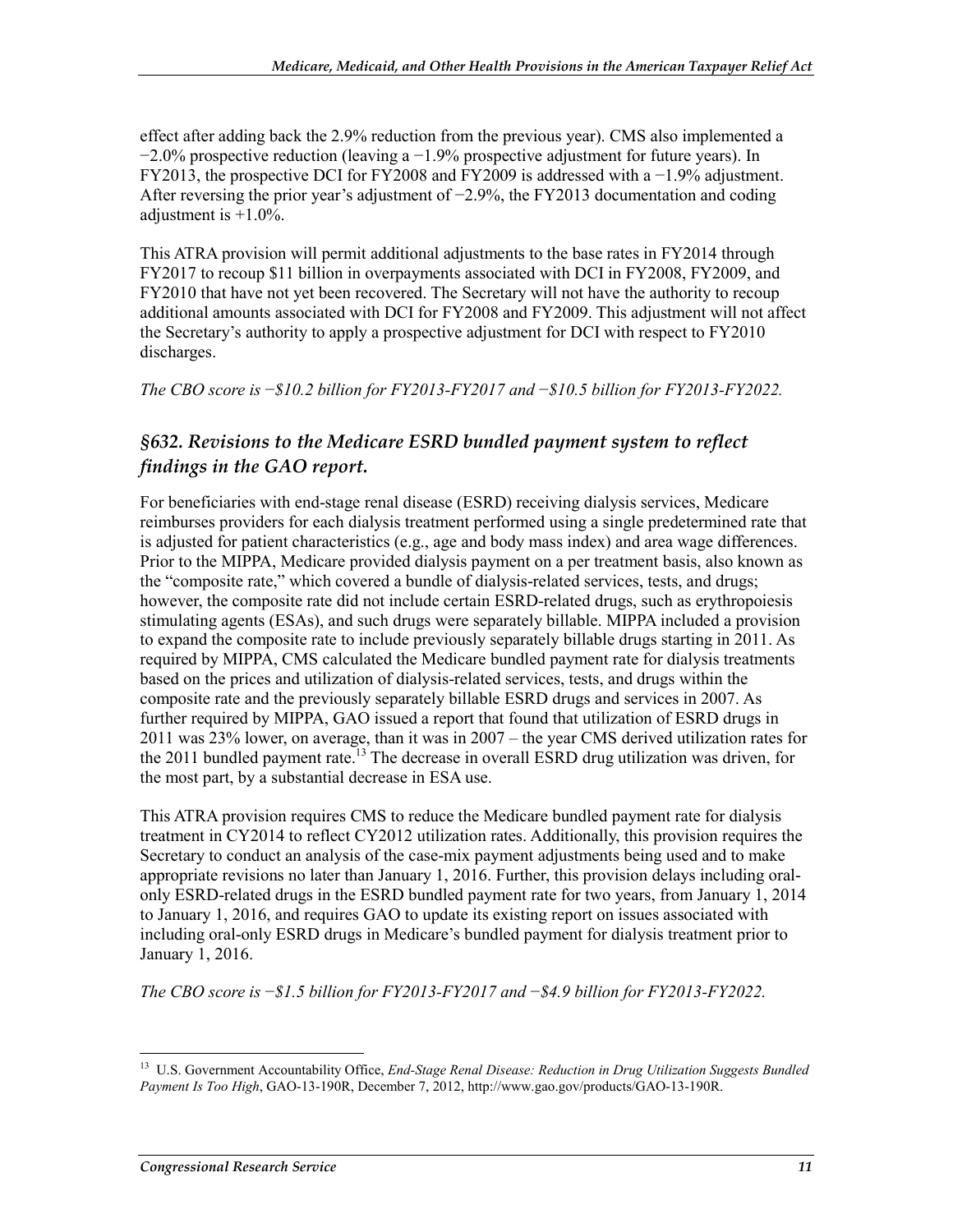effect after adding back the 2.9% reduction from the previous year). CMS also implemented a −2.0% prospective reduction (leaving a −1.9% prospective adjustment for future years). In FY2013, the prospective DCI for FY2008 and FY2009 is addressed with a −1.9% adjustment. After reversing the prior year's adjustment of −2.9%, the FY2013 documentation and coding adjustment is +1.0%.

This ATRA provision will permit additional adjustments to the base rates in FY2014 through FY2017 to recoup $11 billion in overpayments associated with DCI in FY2008, FY2009, and FY2010 that have not yet been recovered. The Secretary will not have the authority to recoup additional amounts associated with DCI for FY2008 and FY2009. This adjustment will not affect the Secretary's authority to apply a prospective adjustment for DCI with respect to FY2010 discharges.

*The CBO score is −$10.2 billion for FY2013-FY2017 and −$10.5 billion for FY2013-FY2022.*

### *§632. Revisions to the Medicare ESRD bundled payment system to reflect findings in the GAO report.*

For beneficiaries with end-stage renal disease (ESRD) receiving dialysis services, Medicare reimburses providers for each dialysis treatment performed using a single predetermined rate that is adjusted for patient characteristics (e.g., age and body mass index) and area wage differences. Prior to the MIPPA, Medicare provided dialysis payment on a per treatment basis, also known as the "composite rate," which covered a bundle of dialysis-related services, tests, and drugs; however, the composite rate did not include certain ESRD-related drugs, such as erythropoiesis stimulating agents (ESAs), and such drugs were separately billable. MIPPA included a provision to expand the composite rate to include previously separately billable drugs starting in 2011. As required by MIPPA, CMS calculated the Medicare bundled payment rate for dialysis treatments based on the prices and utilization of dialysis-related services, tests, and drugs within the composite rate and the previously separately billable ESRD drugs and services in 2007. As further required by MIPPA, GAO issued a report that found that utilization of ESRD drugs in 2011 was 23% lower, on average, than it was in 2007 – the year CMS derived utilization rates for the 2011 bundled payment rate.[13] The decrease in overall ESRD drug utilization was driven, for the most part, by a substantial decrease in ESA use.

This ATRA provision requires CMS to reduce the Medicare bundled payment rate for dialysis treatment in CY2014 to reflect CY2012 utilization rates. Additionally, this provision requires the Secretary to conduct an analysis of the case-mix payment adjustments being used and to make appropriate revisions no later than January 1, 2016. Further, this provision delays including oral-only ESRD-related drugs in the ESRD bundled payment rate for two years, from January 1, 2014 to January 1, 2016, and requires GAO to update its existing report on issues associated with including oral-only ESRD drugs in Medicare's bundled payment for dialysis treatment prior to January 1, 2016.

*The CBO score is −$1.5 billion for FY2013-FY2017 and −$4.9 billion for FY2013-FY2022.*

---

[13] U.S. Government Accountability Office, *End-Stage Renal Disease: Reduction in Drug Utilization Suggests Bundled Payment Is Too High*, GAO-13-190R, December 7, 2012, http://www.gao.gov/products/GAO-13-190R.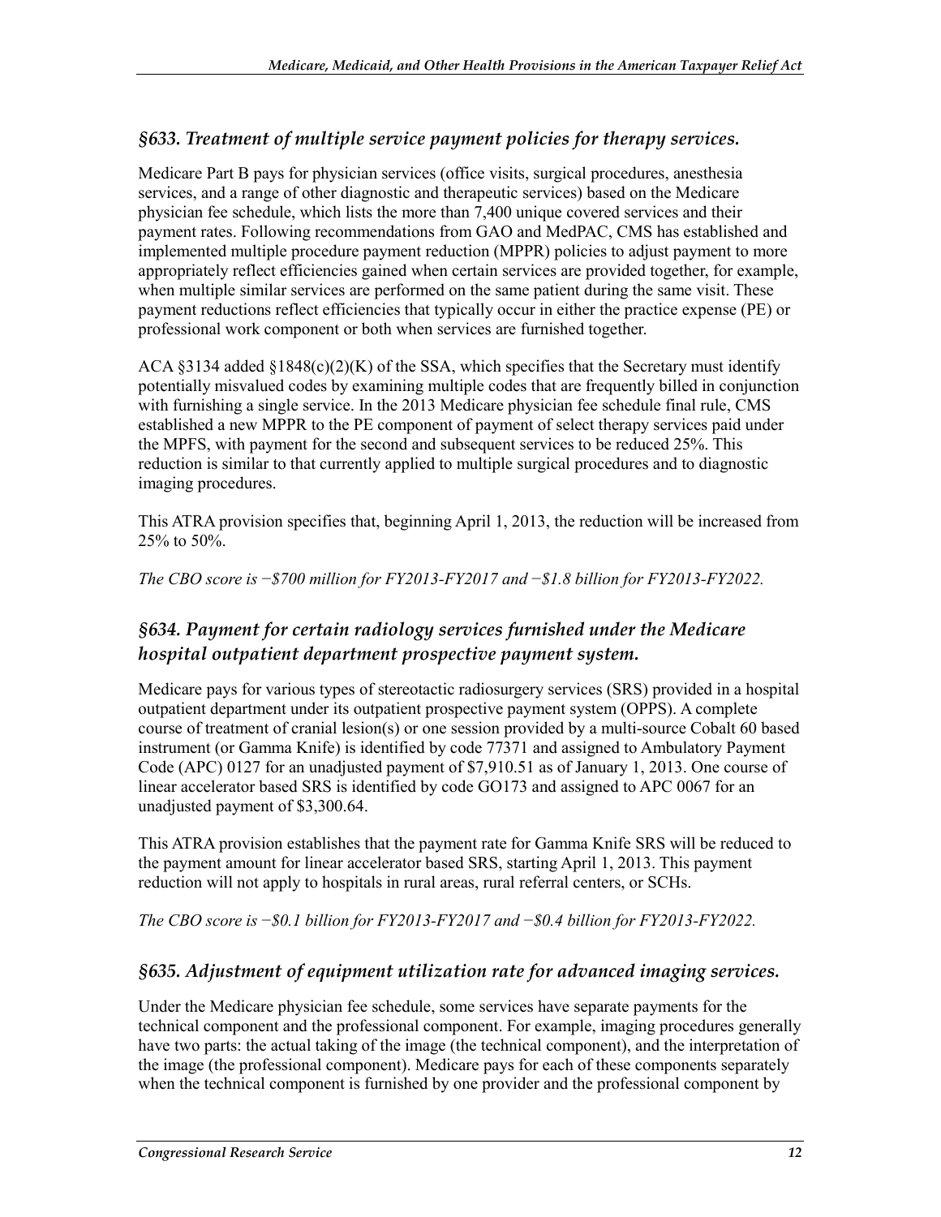### §633. Treatment of multiple service payment policies for therapy services.

Medicare Part B pays for physician services (office visits, surgical procedures, anesthesia services, and a range of other diagnostic and therapeutic services) based on the Medicare physician fee schedule, which lists the more than 7,400 unique covered services and their payment rates. Following recommendations from GAO and MedPAC, CMS has established and implemented multiple procedure payment reduction (MPPR) policies to adjust payment to more appropriately reflect efficiencies gained when certain services are provided together, for example, when multiple similar services are performed on the same patient during the same visit. These payment reductions reflect efficiencies that typically occur in either the practice expense (PE) or professional work component or both when services are furnished together.

ACA §3134 added §1848(c)(2)(K) of the SSA, which specifies that the Secretary must identify potentially misvalued codes by examining multiple codes that are frequently billed in conjunction with furnishing a single service. In the 2013 Medicare physician fee schedule final rule, CMS established a new MPPR to the PE component of payment of select therapy services paid under the MPFS, with payment for the second and subsequent services to be reduced 25%. This reduction is similar to that currently applied to multiple surgical procedures and to diagnostic imaging procedures.

This ATRA provision specifies that, beginning April 1, 2013, the reduction will be increased from 25% to 50%.

*The CBO score is −$700 million for FY2013-FY2017 and −$1.8 billion for FY2013-FY2022.*

### §634. Payment for certain radiology services furnished under the Medicare hospital outpatient department prospective payment system.

Medicare pays for various types of stereotactic radiosurgery services (SRS) provided in a hospital outpatient department under its outpatient prospective payment system (OPPS). A complete course of treatment of cranial lesion(s) or one session provided by a multi-source Cobalt 60 based instrument (or Gamma Knife) is identified by code 77371 and assigned to Ambulatory Payment Code (APC) 0127 for an unadjusted payment of $7,910.51 as of January 1, 2013. One course of linear accelerator based SRS is identified by code GO173 and assigned to APC 0067 for an unadjusted payment of $3,300.64.

This ATRA provision establishes that the payment rate for Gamma Knife SRS will be reduced to the payment amount for linear accelerator based SRS, starting April 1, 2013. This payment reduction will not apply to hospitals in rural areas, rural referral centers, or SCHs.

*The CBO score is −$0.1 billion for FY2013-FY2017 and −$0.4 billion for FY2013-FY2022.*

### §635. Adjustment of equipment utilization rate for advanced imaging services.

Under the Medicare physician fee schedule, some services have separate payments for the technical component and the professional component. For example, imaging procedures generally have two parts: the actual taking of the image (the technical component), and the interpretation of the image (the professional component). Medicare pays for each of these components separately when the technical component is furnished by one provider and the professional component by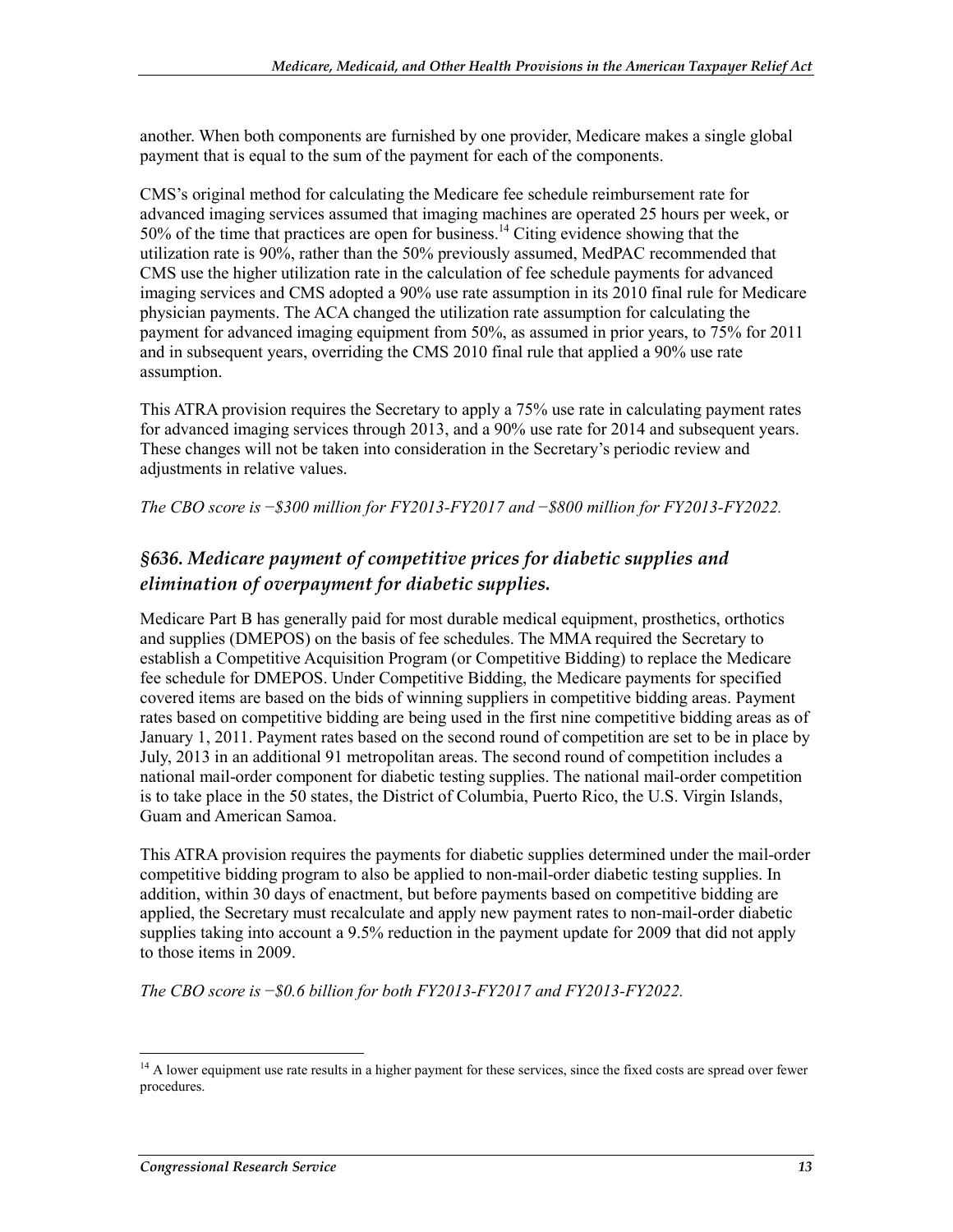another. When both components are furnished by one provider, Medicare makes a single global payment that is equal to the sum of the payment for each of the components.

CMS's original method for calculating the Medicare fee schedule reimbursement rate for advanced imaging services assumed that imaging machines are operated 25 hours per week, or 50% of the time that practices are open for business.[14] Citing evidence showing that the utilization rate is 90%, rather than the 50% previously assumed, MedPAC recommended that CMS use the higher utilization rate in the calculation of fee schedule payments for advanced imaging services and CMS adopted a 90% use rate assumption in its 2010 final rule for Medicare physician payments. The ACA changed the utilization rate assumption for calculating the payment for advanced imaging equipment from 50%, as assumed in prior years, to 75% for 2011 and in subsequent years, overriding the CMS 2010 final rule that applied a 90% use rate assumption.

This ATRA provision requires the Secretary to apply a 75% use rate in calculating payment rates for advanced imaging services through 2013, and a 90% use rate for 2014 and subsequent years. These changes will not be taken into consideration in the Secretary's periodic review and adjustments in relative values.

*The CBO score is −$300 million for FY2013-FY2017 and −$800 million for FY2013-FY2022.*

### *§636. Medicare payment of competitive prices for diabetic supplies and elimination of overpayment for diabetic supplies.*

Medicare Part B has generally paid for most durable medical equipment, prosthetics, orthotics and supplies (DMEPOS) on the basis of fee schedules. The MMA required the Secretary to establish a Competitive Acquisition Program (or Competitive Bidding) to replace the Medicare fee schedule for DMEPOS. Under Competitive Bidding, the Medicare payments for specified covered items are based on the bids of winning suppliers in competitive bidding areas. Payment rates based on competitive bidding are being used in the first nine competitive bidding areas as of January 1, 2011. Payment rates based on the second round of competition are set to be in place by July, 2013 in an additional 91 metropolitan areas. The second round of competition includes a national mail-order component for diabetic testing supplies. The national mail-order competition is to take place in the 50 states, the District of Columbia, Puerto Rico, the U.S. Virgin Islands, Guam and American Samoa.

This ATRA provision requires the payments for diabetic supplies determined under the mail-order competitive bidding program to also be applied to non-mail-order diabetic testing supplies. In addition, within 30 days of enactment, but before payments based on competitive bidding are applied, the Secretary must recalculate and apply new payment rates to non-mail-order diabetic supplies taking into account a 9.5% reduction in the payment update for 2009 that did not apply to those items in 2009.

*The CBO score is −$0.6 billion for both FY2013-FY2017 and FY2013-FY2022.*

---

[14] A lower equipment use rate results in a higher payment for these services, since the fixed costs are spread over fewer procedures.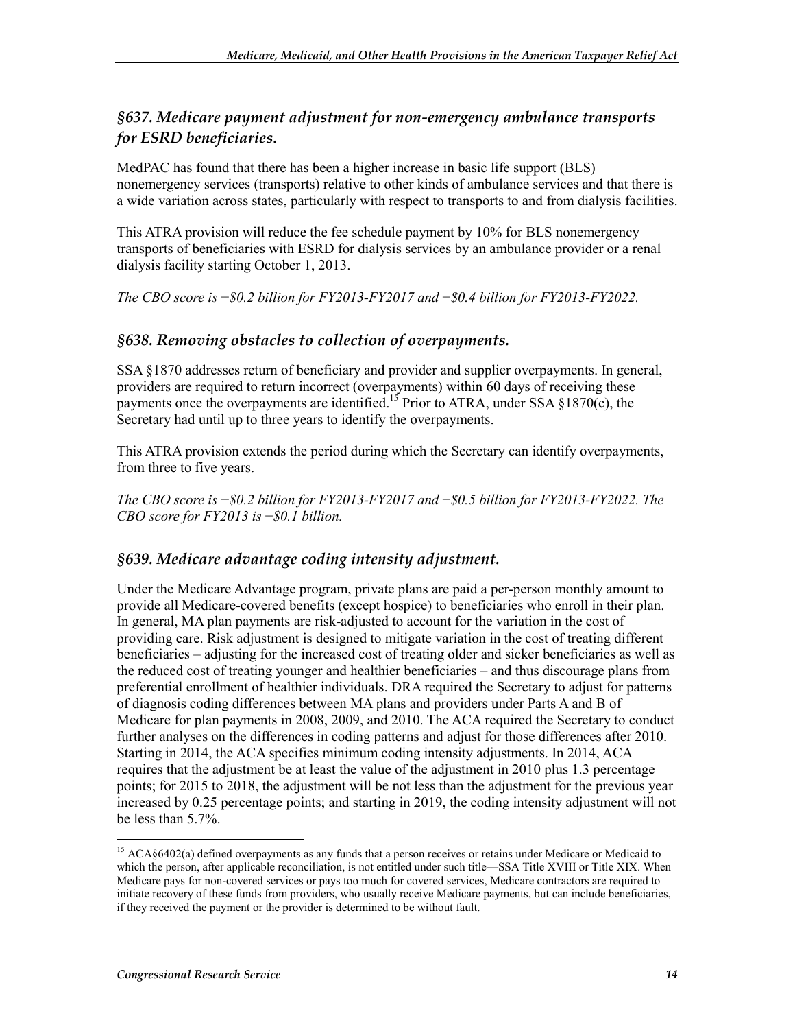### *§637. Medicare payment adjustment for non-emergency ambulance transports for ESRD beneficiaries.*

MedPAC has found that there has been a higher increase in basic life support (BLS) nonemergency services (transports) relative to other kinds of ambulance services and that there is a wide variation across states, particularly with respect to transports to and from dialysis facilities.

This ATRA provision will reduce the fee schedule payment by 10% for BLS nonemergency transports of beneficiaries with ESRD for dialysis services by an ambulance provider or a renal dialysis facility starting October 1, 2013.

*The CBO score is −$0.2 billion for FY2013-FY2017 and −$0.4 billion for FY2013-FY2022.*

### *§638. Removing obstacles to collection of overpayments.*

SSA §1870 addresses return of beneficiary and provider and supplier overpayments. In general, providers are required to return incorrect (overpayments) within 60 days of receiving these payments once the overpayments are identified.[15] Prior to ATRA, under SSA §1870(c), the Secretary had until up to three years to identify the overpayments.

This ATRA provision extends the period during which the Secretary can identify overpayments, from three to five years.

*The CBO score is −$0.2 billion for FY2013-FY2017 and −$0.5 billion for FY2013-FY2022. The CBO score for FY2013 is −$0.1 billion.*

### *§639. Medicare advantage coding intensity adjustment.*

Under the Medicare Advantage program, private plans are paid a per-person monthly amount to provide all Medicare-covered benefits (except hospice) to beneficiaries who enroll in their plan. In general, MA plan payments are risk-adjusted to account for the variation in the cost of providing care. Risk adjustment is designed to mitigate variation in the cost of treating different beneficiaries – adjusting for the increased cost of treating older and sicker beneficiaries as well as the reduced cost of treating younger and healthier beneficiaries – and thus discourage plans from preferential enrollment of healthier individuals. DRA required the Secretary to adjust for patterns of diagnosis coding differences between MA plans and providers under Parts A and B of Medicare for plan payments in 2008, 2009, and 2010. The ACA required the Secretary to conduct further analyses on the differences in coding patterns and adjust for those differences after 2010. Starting in 2014, the ACA specifies minimum coding intensity adjustments. In 2014, ACA requires that the adjustment be at least the value of the adjustment in 2010 plus 1.3 percentage points; for 2015 to 2018, the adjustment will be not less than the adjustment for the previous year increased by 0.25 percentage points; and starting in 2019, the coding intensity adjustment will not be less than 5.7%.

[15] ACA§6402(a) defined overpayments as any funds that a person receives or retains under Medicare or Medicaid to which the person, after applicable reconciliation, is not entitled under such title—SSA Title XVIII or Title XIX. When Medicare pays for non-covered services or pays too much for covered services, Medicare contractors are required to initiate recovery of these funds from providers, who usually receive Medicare payments, but can include beneficiaries, if they received the payment or the provider is determined to be without fault.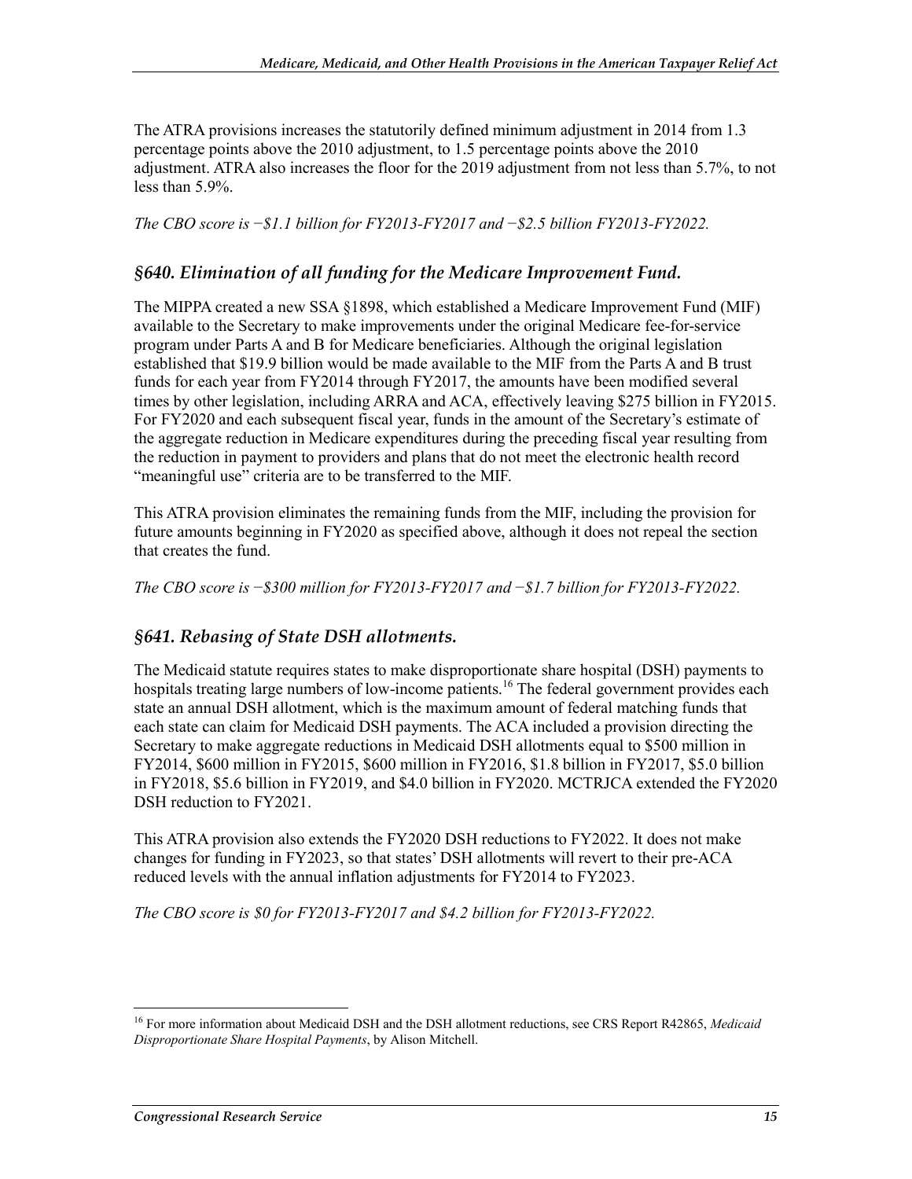The ATRA provisions increases the statutorily defined minimum adjustment in 2014 from 1.3 percentage points above the 2010 adjustment, to 1.5 percentage points above the 2010 adjustment. ATRA also increases the floor for the 2019 adjustment from not less than 5.7%, to not less than 5.9%.

*The CBO score is −$1.1 billion for FY2013-FY2017 and −$2.5 billion FY2013-FY2022.*

### §640. Elimination of all funding for the Medicare Improvement Fund.

The MIPPA created a new SSA §1898, which established a Medicare Improvement Fund (MIF) available to the Secretary to make improvements under the original Medicare fee-for-service program under Parts A and B for Medicare beneficiaries. Although the original legislation established that $19.9 billion would be made available to the MIF from the Parts A and B trust funds for each year from FY2014 through FY2017, the amounts have been modified several times by other legislation, including ARRA and ACA, effectively leaving $275 billion in FY2015. For FY2020 and each subsequent fiscal year, funds in the amount of the Secretary's estimate of the aggregate reduction in Medicare expenditures during the preceding fiscal year resulting from the reduction in payment to providers and plans that do not meet the electronic health record "meaningful use" criteria are to be transferred to the MIF.

This ATRA provision eliminates the remaining funds from the MIF, including the provision for future amounts beginning in FY2020 as specified above, although it does not repeal the section that creates the fund.

*The CBO score is −$300 million for FY2013-FY2017 and −$1.7 billion for FY2013-FY2022.*

### §641. Rebasing of State DSH allotments.

The Medicaid statute requires states to make disproportionate share hospital (DSH) payments to hospitals treating large numbers of low-income patients.[16] The federal government provides each state an annual DSH allotment, which is the maximum amount of federal matching funds that each state can claim for Medicaid DSH payments. The ACA included a provision directing the Secretary to make aggregate reductions in Medicaid DSH allotments equal to $500 million in FY2014, $600 million in FY2015, $600 million in FY2016, $1.8 billion in FY2017, $5.0 billion in FY2018, $5.6 billion in FY2019, and $4.0 billion in FY2020. MCTRJCA extended the FY2020 DSH reduction to FY2021.

This ATRA provision also extends the FY2020 DSH reductions to FY2022. It does not make changes for funding in FY2023, so that states' DSH allotments will revert to their pre-ACA reduced levels with the annual inflation adjustments for FY2014 to FY2023.

*The CBO score is $0 for FY2013-FY2017 and $4.2 billion for FY2013-FY2022.*

---

[16] For more information about Medicaid DSH and the DSH allotment reductions, see CRS Report R42865, *Medicaid Disproportionate Share Hospital Payments*, by Alison Mitchell.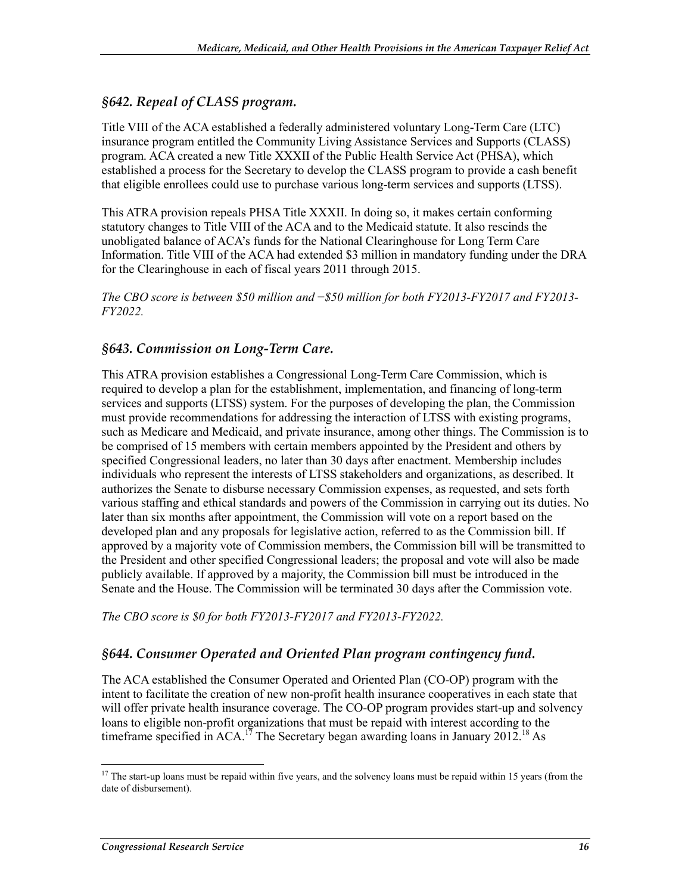### *§642. Repeal of CLASS program.*

Title VIII of the ACA established a federally administered voluntary Long-Term Care (LTC) insurance program entitled the Community Living Assistance Services and Supports (CLASS) program. ACA created a new Title XXXII of the Public Health Service Act (PHSA), which established a process for the Secretary to develop the CLASS program to provide a cash benefit that eligible enrollees could use to purchase various long-term services and supports (LTSS).

This ATRA provision repeals PHSA Title XXXII. In doing so, it makes certain conforming statutory changes to Title VIII of the ACA and to the Medicaid statute. It also rescinds the unobligated balance of ACA's funds for the National Clearinghouse for Long Term Care Information. Title VIII of the ACA had extended $3 million in mandatory funding under the DRA for the Clearinghouse in each of fiscal years 2011 through 2015.

*The CBO score is between $50 million and −$50 million for both FY2013-FY2017 and FY2013-FY2022.*

### *§643. Commission on Long-Term Care.*

This ATRA provision establishes a Congressional Long-Term Care Commission, which is required to develop a plan for the establishment, implementation, and financing of long-term services and supports (LTSS) system. For the purposes of developing the plan, the Commission must provide recommendations for addressing the interaction of LTSS with existing programs, such as Medicare and Medicaid, and private insurance, among other things. The Commission is to be comprised of 15 members with certain members appointed by the President and others by specified Congressional leaders, no later than 30 days after enactment. Membership includes individuals who represent the interests of LTSS stakeholders and organizations, as described. It authorizes the Senate to disburse necessary Commission expenses, as requested, and sets forth various staffing and ethical standards and powers of the Commission in carrying out its duties. No later than six months after appointment, the Commission will vote on a report based on the developed plan and any proposals for legislative action, referred to as the Commission bill. If approved by a majority vote of Commission members, the Commission bill will be transmitted to the President and other specified Congressional leaders; the proposal and vote will also be made publicly available. If approved by a majority, the Commission bill must be introduced in the Senate and the House. The Commission will be terminated 30 days after the Commission vote.

*The CBO score is $0 for both FY2013-FY2017 and FY2013-FY2022.*

### *§644. Consumer Operated and Oriented Plan program contingency fund.*

The ACA established the Consumer Operated and Oriented Plan (CO-OP) program with the intent to facilitate the creation of new non-profit health insurance cooperatives in each state that will offer private health insurance coverage. The CO-OP program provides start-up and solvency loans to eligible non-profit organizations that must be repaid with interest according to the timeframe specified in ACA.[17] The Secretary began awarding loans in January 2012.[18] As

[17] The start-up loans must be repaid within five years, and the solvency loans must be repaid within 15 years (from the date of disbursement).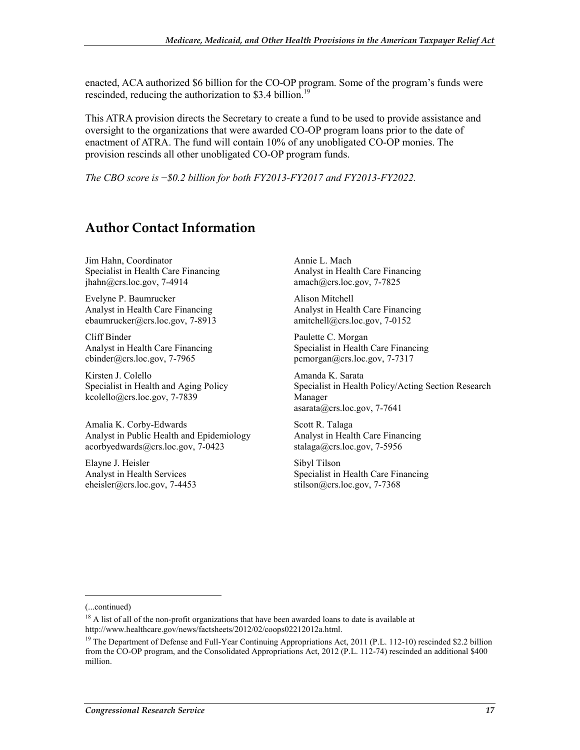enacted, ACA authorized \$6 billion for the CO-OP program. Some of the program's funds were rescinded, reducing the authorization to \$3.4 billion.[19]

This ATRA provision directs the Secretary to create a fund to be used to provide assistance and oversight to the organizations that were awarded CO-OP program loans prior to the date of enactment of ATRA. The fund will contain 10% of any unobligated CO-OP monies. The provision rescinds all other unobligated CO-OP program funds.

*The CBO score is −\$0.2 billion for both FY2013-FY2017 and FY2013-FY2022.*

## Author Contact Information

Jim Hahn, Coordinator
Specialist in Health Care Financing
jhahn@crs.loc.gov, 7-4914

Evelyne P. Baumrucker
Analyst in Health Care Financing
ebaumrucker@crs.loc.gov, 7-8913

Cliff Binder
Analyst in Health Care Financing
cbinder@crs.loc.gov, 7-7965

Kirsten J. Colello
Specialist in Health and Aging Policy
kcolello@crs.loc.gov, 7-7839

Amalia K. Corby-Edwards
Analyst in Public Health and Epidemiology
acorbyedwards@crs.loc.gov, 7-0423

Elayne J. Heisler
Analyst in Health Services
eheisler@crs.loc.gov, 7-4453

Annie L. Mach
Analyst in Health Care Financing
amach@crs.loc.gov, 7-7825

Alison Mitchell
Analyst in Health Care Financing
amitchell@crs.loc.gov, 7-0152

Paulette C. Morgan
Specialist in Health Care Financing
pcmorgan@crs.loc.gov, 7-7317

Amanda K. Sarata
Specialist in Health Policy/Acting Section Research Manager
asarata@crs.loc.gov, 7-7641

Scott R. Talaga
Analyst in Health Care Financing
stalaga@crs.loc.gov, 7-5956

Sibyl Tilson
Specialist in Health Care Financing
stilson@crs.loc.gov, 7-7368

---

(...continued)

[18] A list of all of the non-profit organizations that have been awarded loans to date is available at http://www.healthcare.gov/news/factsheets/2012/02/coops02212012a.html.

[19] The Department of Defense and Full-Year Continuing Appropriations Act, 2011 (P.L. 112-10) rescinded \$2.2 billion from the CO-OP program, and the Consolidated Appropriations Act, 2012 (P.L. 112-74) rescinded an additional \$400 million.